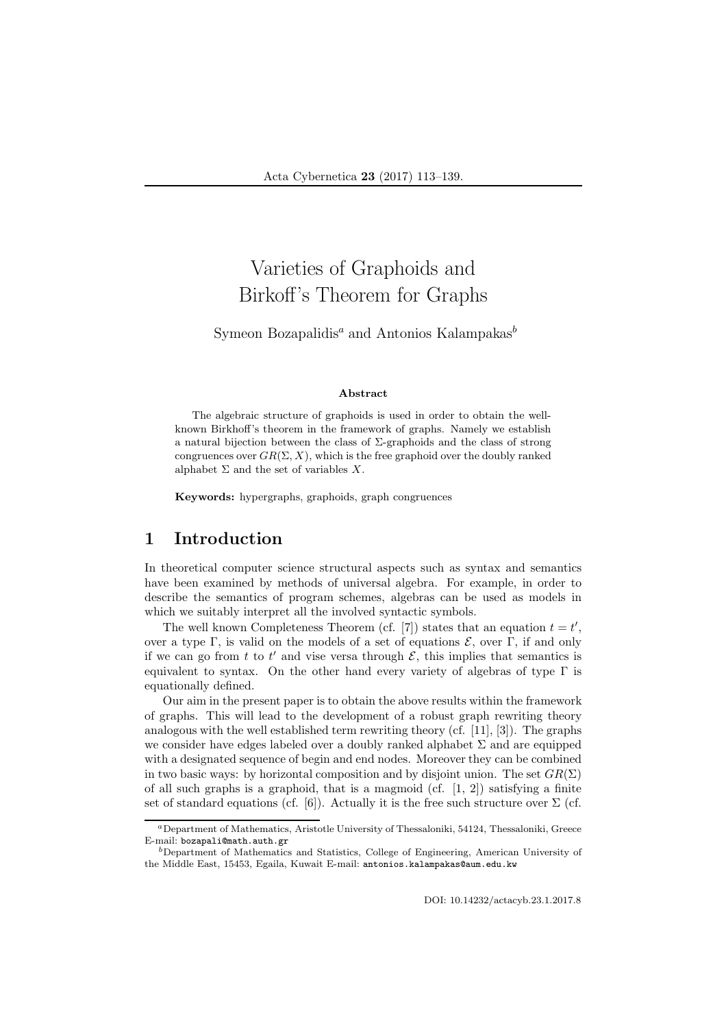# Varieties of Graphoids and Birkoff's Theorem for Graphs

Symeon Bozapalidis[a] and Antonios Kalampakas[b]

#### Abstract

The algebraic structure of graphoids is used in order to obtain the well-known Birkhoff's theorem in the framework of graphs. Namely we establish a natural bijection between the class of $\Sigma$-graphoids and the class of strong congruences over $GR(\Sigma, X)$, which is the free graphoid over the doubly ranked alphabet $\Sigma$ and the set of variables $X$.

**Keywords:** hypergraphs, graphoids, graph congruences

## 1 Introduction

In theoretical computer science structural aspects such as syntax and semantics have been examined by methods of universal algebra. For example, in order to describe the semantics of program schemes, algebras can be used as models in which we suitably interpret all the involved syntactic symbols.

The well known Completeness Theorem (cf. [7]) states that an equation $t = t'$, over a type $\Gamma$, is valid on the models of a set of equations $\mathcal{E}$, over $\Gamma$, if and only if we can go from $t$ to $t'$ and vise versa through $\mathcal{E}$, this implies that semantics is equivalent to syntax. On the other hand every variety of algebras of type $\Gamma$ is equationally defined.

Our aim in the present paper is to obtain the above results within the framework of graphs. This will lead to the development of a robust graph rewriting theory analogous with the well established term rewriting theory (cf. [11], [3]). The graphs we consider have edges labeled over a doubly ranked alphabet $\Sigma$ and are equipped with a designated sequence of begin and end nodes. Moreover they can be combined in two basic ways: by horizontal composition and by disjoint union. The set $GR(\Sigma)$ of all such graphs is a graphoid, that is a magmoid (cf. [1, 2]) satisfying a finite set of standard equations (cf. [6]). Actually it is the free such structure over $\Sigma$ (cf.

[a] Department of Mathematics, Aristotle University of Thessaloniki, 54124, Thessaloniki, Greece E-mail: bozapali@math.auth.gr

[b] Department of Mathematics and Statistics, College of Engineering, American University of the Middle East, 15453, Egaila, Kuwait E-mail: antonios.kalampakas@aum.edu.kw

DOI: 10.14232/actacyb.23.1.2017.8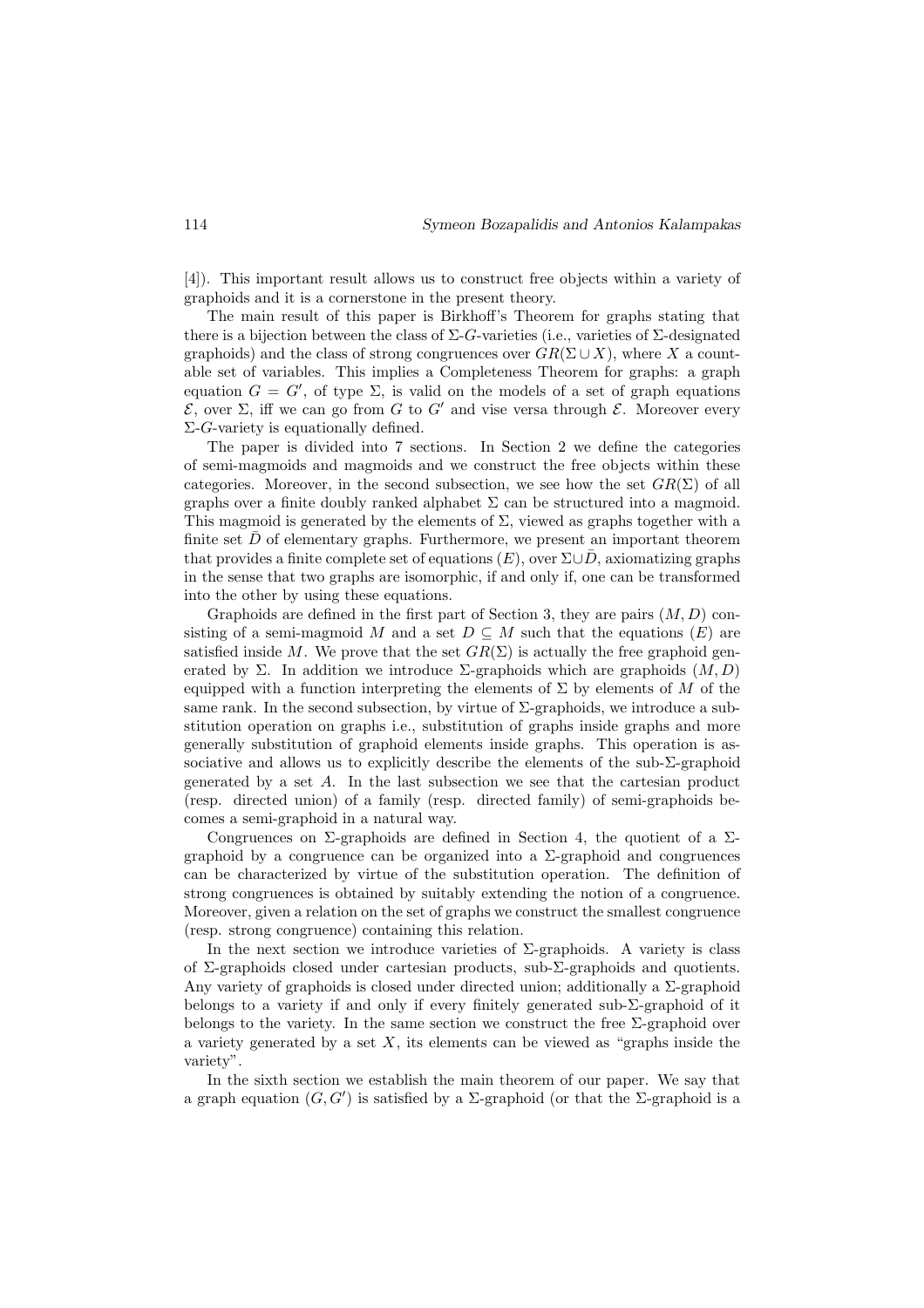[4]). This important result allows us to construct free objects within a variety of graphoids and it is a cornerstone in the present theory.

The main result of this paper is Birkhoff's Theorem for graphs stating that there is a bijection between the class of $\Sigma$-$G$-varieties (i.e., varieties of $\Sigma$-designated graphoids) and the class of strong congruences over $GR(\Sigma \cup X)$, where $X$ a countable set of variables. This implies a Completeness Theorem for graphs: a graph equation $G = G'$, of type $\Sigma$, is valid on the models of a set of graph equations $\mathcal{E}$, over $\Sigma$, iff we can go from $G$ to $G'$ and vise versa through $\mathcal{E}$. Moreover every $\Sigma$-$G$-variety is equationally defined.

The paper is divided into 7 sections. In Section 2 we define the categories of semi-magmoids and magmoids and we construct the free objects within these categories. Moreover, in the second subsection, we see how the set $GR(\Sigma)$ of all graphs over a finite doubly ranked alphabet $\Sigma$ can be structured into a magmoid. This magmoid is generated by the elements of $\Sigma$, viewed as graphs together with a finite set $\bar{D}$ of elementary graphs. Furthermore, we present an important theorem that provides a finite complete set of equations $(E)$, over $\Sigma \cup \bar{D}$, axiomatizing graphs in the sense that two graphs are isomorphic, if and only if, one can be transformed into the other by using these equations.

Graphoids are defined in the first part of Section 3, they are pairs $(M, D)$ consisting of a semi-magmoid $M$ and a set $D \subseteq M$ such that the equations $(E)$ are satisfied inside $M$. We prove that the set $GR(\Sigma)$ is actually the free graphoid generated by $\Sigma$. In addition we introduce $\Sigma$-graphoids which are graphoids $(M, D)$ equipped with a function interpreting the elements of $\Sigma$ by elements of $M$ of the same rank. In the second subsection, by virtue of $\Sigma$-graphoids, we introduce a substitution operation on graphs i.e., substitution of graphs inside graphs and more generally substitution of graphoid elements inside graphs. This operation is associative and allows us to explicitly describe the elements of the sub-$\Sigma$-graphoid generated by a set $A$. In the last subsection we see that the cartesian product (resp. directed union) of a family (resp. directed family) of semi-graphoids becomes a semi-graphoid in a natural way.

Congruences on $\Sigma$-graphoids are defined in Section 4, the quotient of a $\Sigma$-graphoid by a congruence can be organized into a $\Sigma$-graphoid and congruences can be characterized by virtue of the substitution operation. The definition of strong congruences is obtained by suitably extending the notion of a congruence. Moreover, given a relation on the set of graphs we construct the smallest congruence (resp. strong congruence) containing this relation.

In the next section we introduce varieties of $\Sigma$-graphoids. A variety is class of $\Sigma$-graphoids closed under cartesian products, sub-$\Sigma$-graphoids and quotients. Any variety of graphoids is closed under directed union; additionally a $\Sigma$-graphoid belongs to a variety if and only if every finitely generated sub-$\Sigma$-graphoid of it belongs to the variety. In the same section we construct the free $\Sigma$-graphoid over a variety generated by a set $X$, its elements can be viewed as "graphs inside the variety".

In the sixth section we establish the main theorem of our paper. We say that a graph equation $(G, G')$ is satisfied by a $\Sigma$-graphoid (or that the $\Sigma$-graphoid is a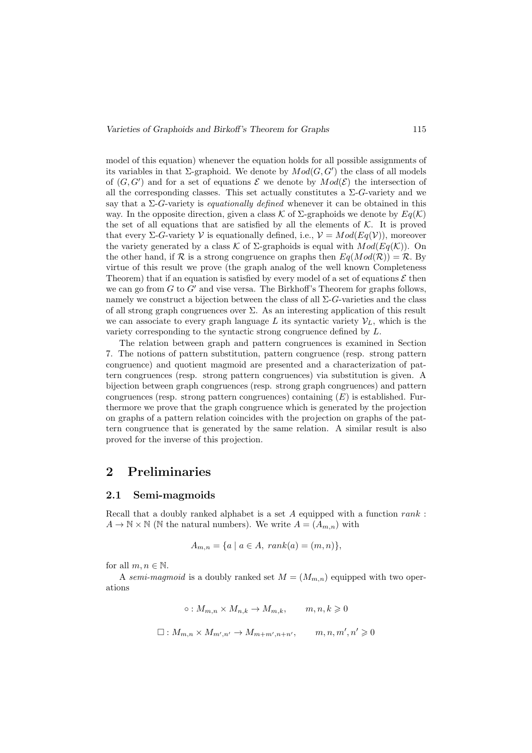model of this equation) whenever the equation holds for all possible assignments of its variables in that $\Sigma$-graphoid. We denote by $Mod(G, G')$ the class of all models of $(G, G')$ and for a set of equations $\mathcal{E}$ we denote by $Mod(\mathcal{E})$ the intersection of all the corresponding classes. This set actually constitutes a $\Sigma$-$G$-variety and we say that a $\Sigma$-$G$-variety is *equationally defined* whenever it can be obtained in this way. In the opposite direction, given a class $\mathcal{K}$ of $\Sigma$-graphoids we denote by $Eq(\mathcal{K})$ the set of all equations that are satisfied by all the elements of $\mathcal{K}$. It is proved that every $\Sigma$-$G$-variety $\mathcal{V}$ is equationally defined, i.e., $\mathcal{V} = Mod(Eq(\mathcal{V}))$, moreover the variety generated by a class $\mathcal{K}$ of $\Sigma$-graphoids is equal with $Mod(Eq(\mathcal{K}))$. On the other hand, if $\mathcal{R}$ is a strong congruence on graphs then $Eq(Mod(\mathcal{R})) = \mathcal{R}$. By virtue of this result we prove (the graph analog of the well known Completeness Theorem) that if an equation is satisfied by every model of a set of equations $\mathcal{E}$ then we can go from $G$ to $G'$ and vise versa. The Birkhoff's Theorem for graphs follows, namely we construct a bijection between the class of all $\Sigma$-$G$-varieties and the class of all strong graph congruences over $\Sigma$. As an interesting application of this result we can associate to every graph language $L$ its syntactic variety $\mathcal{V}_L$, which is the variety corresponding to the syntactic strong congruence defined by $L$.

The relation between graph and pattern congruences is examined in Section 7. The notions of pattern substitution, pattern congruence (resp. strong pattern congruence) and quotient magmoid are presented and a characterization of pattern congruences (resp. strong pattern congruences) via substitution is given. A bijection between graph congruences (resp. strong graph congruences) and pattern congruences (resp. strong pattern congruences) containing $(E)$ is established. Furthermore we prove that the graph congruence which is generated by the projection on graphs of a pattern relation coincides with the projection on graphs of the pattern congruence that is generated by the same relation. A similar result is also proved for the inverse of this projection.

## 2 Preliminaries

### 2.1 Semi-magmoids

Recall that a doubly ranked alphabet is a set $A$ equipped with a function $rank : A \to \mathbb{N} \times \mathbb{N}$ ($\mathbb{N}$ the natural numbers). We write $A = (A_{m,n})$ with

$$A_{m,n} = \{a \mid a \in A,\ rank(a) = (m, n)\},$$

for all $m, n \in \mathbb{N}$.

A *semi-magmoid* is a doubly ranked set $M = (M_{m,n})$ equipped with two operations

$$\circ : M_{m,n} \times M_{n,k} \to M_{m,k}, \qquad m, n, k \geqslant 0$$

$$\square : M_{m,n} \times M_{m',n'} \to M_{m+m',n+n'}, \qquad m, n, m', n' \geqslant 0$$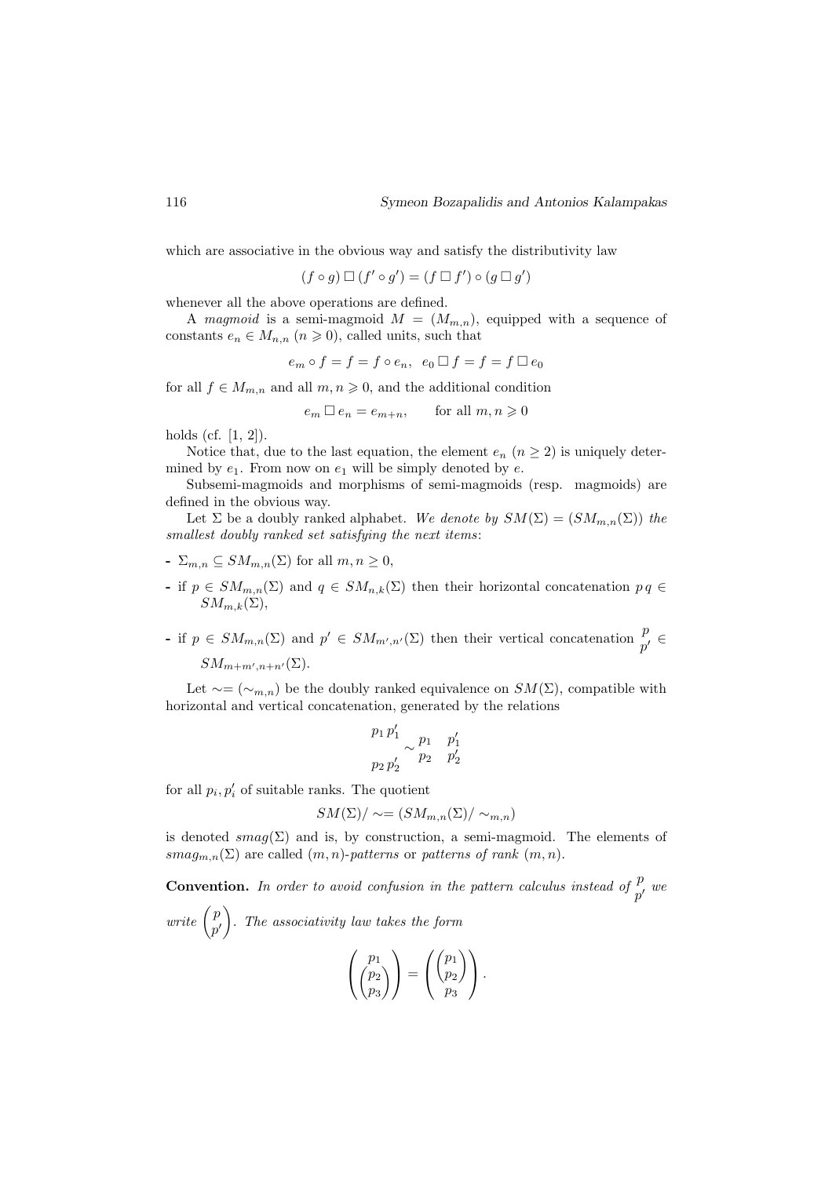which are associative in the obvious way and satisfy the distributivity law

$$(f \circ g) \,\square\, (f' \circ g') = (f \,\square\, f') \circ (g \,\square\, g')$$

whenever all the above operations are defined.

A *magmoid* is a semi-magmoid $M = (M_{m,n})$, equipped with a sequence of constants $e_n \in M_{n,n}$ ($n \geqslant 0$), called units, such that

$$e_m \circ f = f = f \circ e_n, \quad e_0 \,\square\, f = f = f \,\square\, e_0$$

for all $f \in M_{m,n}$ and all $m, n \geqslant 0$, and the additional condition

$$e_m \,\square\, e_n = e_{m+n}, \qquad \text{for all } m, n \geqslant 0$$

holds (cf. [1, 2]).

Notice that, due to the last equation, the element $e_n$ ($n \geq 2$) is uniquely determined by $e_1$. From now on $e_1$ will be simply denoted by $e$.

Subsemi-magmoids and morphisms of semi-magmoids (resp. magmoids) are defined in the obvious way.

Let $\Sigma$ be a doubly ranked alphabet. *We denote by $SM(\Sigma) = (SM_{m,n}(\Sigma))$ the smallest doubly ranked set satisfying the next items*:

- $\Sigma_{m,n} \subseteq SM_{m,n}(\Sigma)$ for all $m, n \geq 0$,
- if $p \in SM_{m,n}(\Sigma)$ and $q \in SM_{n,k}(\Sigma)$ then their horizontal concatenation $p\,q \in SM_{m,k}(\Sigma)$,
- if $p \in SM_{m,n}(\Sigma)$ and $p' \in SM_{m',n'}(\Sigma)$ then their vertical concatenation $\begin{matrix} p \\ p' \end{matrix} \in SM_{m+m',n+n'}(\Sigma)$.

Let $\sim = (\sim_{m,n})$ be the doubly ranked equivalence on $SM(\Sigma)$, compatible with horizontal and vertical concatenation, generated by the relations

$$\begin{matrix} p_1\, p_1' \\ \\ p_2\, p_2' \end{matrix} \sim \begin{matrix} p_1 & p_1' \\ p_2 & p_2' \end{matrix}$$

for all $p_i, p_i'$ of suitable ranks. The quotient

$$SM(\Sigma)/\sim = (SM_{m,n}(\Sigma)/\sim_{m,n})$$

is denoted $smag(\Sigma)$ and is, by construction, a semi-magmoid. The elements of $smag_{m,n}(\Sigma)$ are called $(m,n)$-*patterns* or *patterns of rank* $(m,n)$.

**Convention.** *In order to avoid confusion in the pattern calculus instead of $\begin{matrix} p \\ p' \end{matrix}$ we write $\begin{pmatrix} p \\ p' \end{pmatrix}$. The associativity law takes the form*

$$\begin{pmatrix} p_1 \\ \begin{pmatrix} p_2 \\ p_3 \end{pmatrix} \end{pmatrix} = \begin{pmatrix} \begin{pmatrix} p_1 \\ p_2 \end{pmatrix} \\ p_3 \end{pmatrix}.$$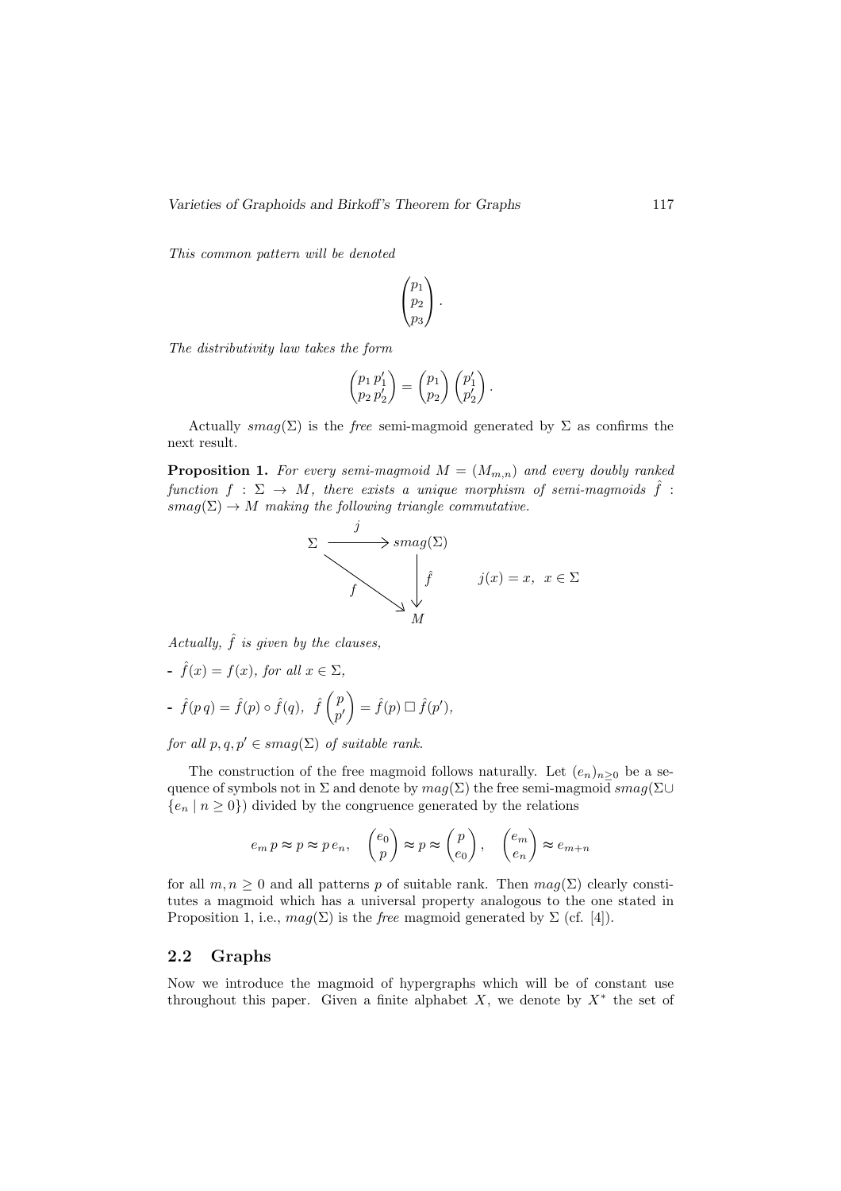*This common pattern will be denoted*

$$\begin{pmatrix} p_1 \\ p_2 \\ p_3 \end{pmatrix}.$$

*The distributivity law takes the form*

$$\begin{pmatrix} p_1\, p_1' \\ p_2\, p_2' \end{pmatrix} = \begin{pmatrix} p_1 \\ p_2 \end{pmatrix} \begin{pmatrix} p_1' \\ p_2' \end{pmatrix}.$$

Actually $smag(\Sigma)$ is the *free* semi-magmoid generated by $\Sigma$ as confirms the next result.

**Proposition 1.** *For every semi-magmoid $M = (M_{m,n})$ and every doubly ranked function $f : \Sigma \to M$, there exists a unique morphism of semi-magmoids $\hat{f} : smag(\Sigma) \to M$ making the following triangle commutative.*

$$\begin{array}{ccc} \Sigma & \xrightarrow{\;j\;} & smag(\Sigma) \\ & \searrow^{f} & \downarrow \hat{f} \\ & & M \end{array} \qquad j(x) = x, \;\; x \in \Sigma$$

*Actually, $\hat{f}$ is given by the clauses,*

- $\hat{f}(x) = f(x)$*, for all* $x \in \Sigma$,
- $\hat{f}(p\,q) = \hat{f}(p) \circ \hat{f}(q)$, $\hat{f}\begin{pmatrix} p \\ p' \end{pmatrix} = \hat{f}(p) \,\square\, \hat{f}(p')$,

*for all* $p, q, p' \in smag(\Sigma)$ *of suitable rank.*

The construction of the free magmoid follows naturally. Let $(e_n)_{n \geq 0}$ be a sequence of symbols not in $\Sigma$ and denote by $mag(\Sigma)$ the free semi-magmoid $smag(\Sigma \cup \{e_n \mid n \geq 0\})$ divided by the congruence generated by the relations

$$e_m\, p \approx p \approx p\, e_n, \quad \begin{pmatrix} e_0 \\ p \end{pmatrix} \approx p \approx \begin{pmatrix} p \\ e_0 \end{pmatrix}, \quad \begin{pmatrix} e_m \\ e_n \end{pmatrix} \approx e_{m+n}$$

for all $m, n \geq 0$ and all patterns $p$ of suitable rank. Then $mag(\Sigma)$ clearly constitutes a magmoid which has a universal property analogous to the one stated in Proposition 1, i.e., $mag(\Sigma)$ is the *free* magmoid generated by $\Sigma$ (cf. [4]).

## 2.2 Graphs

Now we introduce the magmoid of hypergraphs which will be of constant use throughout this paper. Given a finite alphabet $X$, we denote by $X^*$ the set of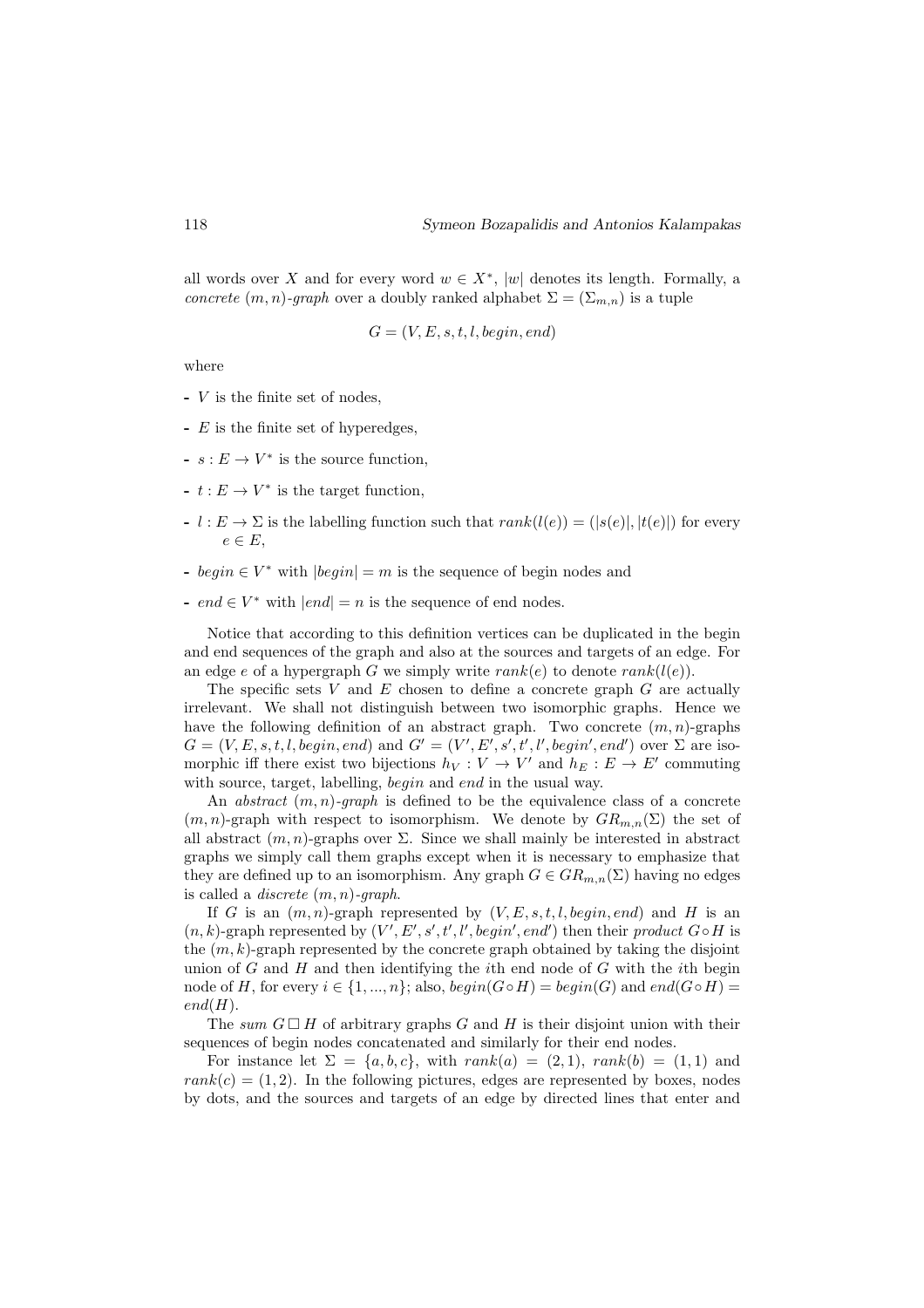all words over $X$ and for every word $w \in X^*$, $|w|$ denotes its length. Formally, a *concrete* $(m,n)$*-graph* over a doubly ranked alphabet $\Sigma = (\Sigma_{m,n})$ is a tuple

$$G = (V, E, s, t, l, begin, end)$$

where

- $V$ is the finite set of nodes,
- $E$ is the finite set of hyperedges,
- $s : E \to V^*$ is the source function,
- $t : E \to V^*$ is the target function,
- $l : E \to \Sigma$ is the labelling function such that $rank(l(e)) = (|s(e)|, |t(e)|)$ for every $e \in E$,
- $begin \in V^*$ with $|begin| = m$ is the sequence of begin nodes and
- $end \in V^*$ with $|end| = n$ is the sequence of end nodes.

Notice that according to this definition vertices can be duplicated in the begin and end sequences of the graph and also at the sources and targets of an edge. For an edge $e$ of a hypergraph $G$ we simply write $rank(e)$ to denote $rank(l(e))$.

The specific sets $V$ and $E$ chosen to define a concrete graph $G$ are actually irrelevant. We shall not distinguish between two isomorphic graphs. Hence we have the following definition of an abstract graph. Two concrete $(m,n)$-graphs $G = (V, E, s, t, l, begin, end)$ and $G' = (V', E', s', t', l', begin', end')$ over $\Sigma$ are isomorphic iff there exist two bijections $h_V : V \to V'$ and $h_E : E \to E'$ commuting with source, target, labelling, $begin$ and $end$ in the usual way.

An *abstract* $(m,n)$*-graph* is defined to be the equivalence class of a concrete $(m,n)$-graph with respect to isomorphism. We denote by $GR_{m,n}(\Sigma)$ the set of all abstract $(m,n)$-graphs over $\Sigma$. Since we shall mainly be interested in abstract graphs we simply call them graphs except when it is necessary to emphasize that they are defined up to an isomorphism. Any graph $G \in GR_{m,n}(\Sigma)$ having no edges is called a *discrete* $(m,n)$*-graph*.

If $G$ is an $(m,n)$-graph represented by $(V, E, s, t, l, begin, end)$ and $H$ is an $(n,k)$-graph represented by $(V', E', s', t', l', begin', end')$ then their *product* $G \circ H$ is the $(m,k)$-graph represented by the concrete graph obtained by taking the disjoint union of $G$ and $H$ and then identifying the $i$th end node of $G$ with the $i$th begin node of $H$, for every $i \in \{1, ..., n\}$; also, $begin(G \circ H) = begin(G)$ and $end(G \circ H) = end(H)$.

The *sum* $G \,\square\, H$ of arbitrary graphs $G$ and $H$ is their disjoint union with their sequences of begin nodes concatenated and similarly for their end nodes.

For instance let $\Sigma = \{a, b, c\}$, with $rank(a) = (2,1)$, $rank(b) = (1,1)$ and $rank(c) = (1,2)$. In the following pictures, edges are represented by boxes, nodes by dots, and the sources and targets of an edge by directed lines that enter and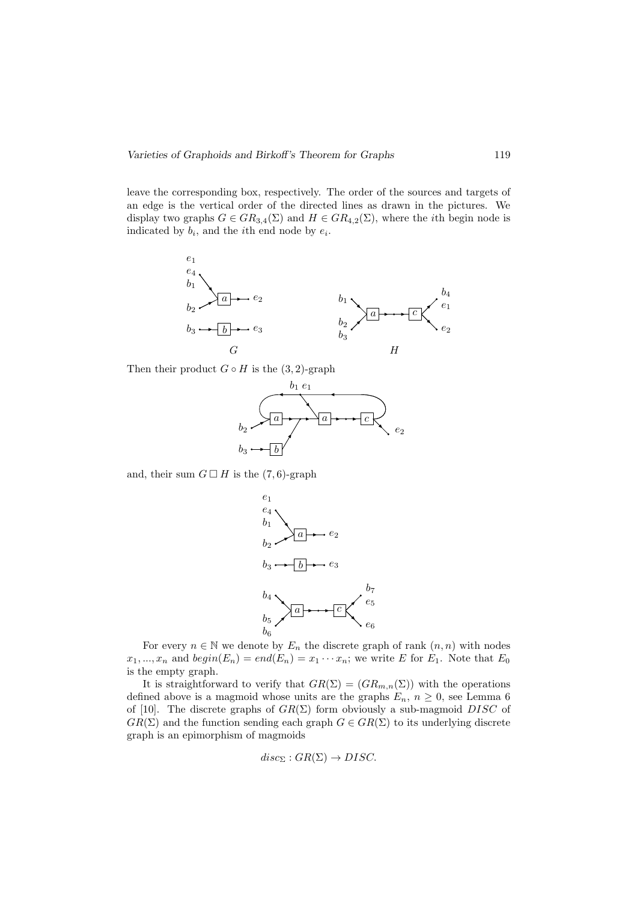leave the corresponding box, respectively. The order of the sources and targets of an edge is the vertical order of the directed lines as drawn in the pictures. We display two graphs $G \in GR_{3,4}(\Sigma)$ and $H \in GR_{4,2}(\Sigma)$, where the $i$th begin node is indicated by $b_i$, and the $i$th end node by $e_i$.

Then their product $G \circ H$ is the $(3, 2)$-graph

and, their sum $G \,\square\, H$ is the $(7, 6)$-graph

For every $n \in \mathbb{N}$ we denote by $E_n$ the discrete graph of rank $(n, n)$ with nodes $x_1, ..., x_n$ and $begin(E_n) = end(E_n) = x_1 \cdots x_n$; we write $E$ for $E_1$. Note that $E_0$ is the empty graph.

It is straightforward to verify that $GR(\Sigma) = (GR_{m,n}(\Sigma))$ with the operations defined above is a magmoid whose units are the graphs $E_n$, $n \geq 0$, see Lemma 6 of [10]. The discrete graphs of $GR(\Sigma)$ form obviously a sub-magmoid $DISC$ of $GR(\Sigma)$ and the function sending each graph $G \in GR(\Sigma)$ to its underlying discrete graph is an epimorphism of magmoids

$$disc_\Sigma : GR(\Sigma) \to DISC.$$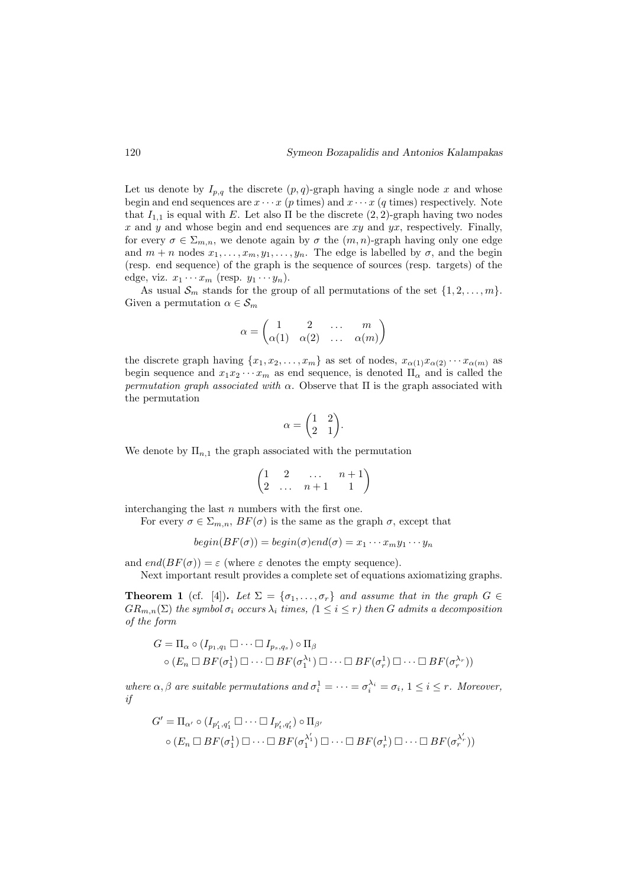Let us denote by $I_{p,q}$ the discrete $(p,q)$-graph having a single node $x$ and whose begin and end sequences are $x \cdots x$ ($p$ times) and $x \cdots x$ ($q$ times) respectively. Note that $I_{1,1}$ is equal with $E$. Let also $\Pi$ be the discrete $(2,2)$-graph having two nodes $x$ and $y$ and whose begin and end sequences are $xy$ and $yx$, respectively. Finally, for every $\sigma \in \Sigma_{m,n}$, we denote again by $\sigma$ the $(m,n)$-graph having only one edge and $m+n$ nodes $x_1, \ldots, x_m, y_1, \ldots, y_n$. The edge is labelled by $\sigma$, and the begin (resp. end sequence) of the graph is the sequence of sources (resp. targets) of the edge, viz. $x_1 \cdots x_m$ (resp. $y_1 \cdots y_n$).

As usual $\mathcal{S}_m$ stands for the group of all permutations of the set $\{1, 2, \ldots, m\}$. Given a permutation $\alpha \in \mathcal{S}_m$

$$\alpha = \begin{pmatrix} 1 & 2 & \ldots & m \\ \alpha(1) & \alpha(2) & \ldots & \alpha(m) \end{pmatrix}$$

the discrete graph having $\{x_1, x_2, \ldots, x_m\}$ as set of nodes, $x_{\alpha(1)} x_{\alpha(2)} \cdots x_{\alpha(m)}$ as begin sequence and $x_1 x_2 \cdots x_m$ as end sequence, is denoted $\Pi_\alpha$ and is called the *permutation graph associated with* $\alpha$. Observe that $\Pi$ is the graph associated with the permutation

$$\alpha = \begin{pmatrix} 1 & 2 \\ 2 & 1 \end{pmatrix}.$$

We denote by $\Pi_{n,1}$ the graph associated with the permutation

$$\begin{pmatrix} 1 & 2 & \ldots & n+1 \\ 2 & \ldots & n+1 & 1 \end{pmatrix}$$

interchanging the last $n$ numbers with the first one.

For every $\sigma \in \Sigma_{m,n}$, $BF(\sigma)$ is the same as the graph $\sigma$, except that

$$begin(BF(\sigma)) = begin(\sigma) end(\sigma) = x_1 \cdots x_m y_1 \cdots y_n$$

and $end(BF(\sigma)) = \varepsilon$ (where $\varepsilon$ denotes the empty sequence).

Next important result provides a complete set of equations axiomatizing graphs.

**Theorem 1** (cf. [4]). *Let $\Sigma = \{\sigma_1, \ldots, \sigma_r\}$ and assume that in the graph $G \in GR_{m,n}(\Sigma)$ the symbol $\sigma_i$ occurs $\lambda_i$ times, $(1 \leq i \leq r)$ then $G$ admits a decomposition of the form*

$$\begin{aligned} G = {} & \Pi_\alpha \circ (I_{p_1,q_1} \,\square \cdots \square\, I_{p_s,q_s}) \circ \Pi_\beta \\ & \circ (E_n \,\square\, BF(\sigma_1^1) \,\square \cdots \square\, BF(\sigma_1^{\lambda_1}) \,\square \cdots \square\, BF(\sigma_r^1) \,\square \cdots \square\, BF(\sigma_r^{\lambda_r})) \end{aligned}$$

*where $\alpha, \beta$ are suitable permutations and $\sigma_i^1 = \cdots = \sigma_i^{\lambda_i} = \sigma_i$, $1 \leq i \leq r$. Moreover, if*

$$\begin{aligned} G' = {} & \Pi_{\alpha'} \circ (I_{p'_1,q'_1} \,\square \cdots \square\, I_{p'_t,q'_t}) \circ \Pi_{\beta'} \\ & \circ (E_n \,\square\, BF(\sigma_1^1) \,\square \cdots \square\, BF(\sigma_1^{\lambda'_1}) \,\square \cdots \square\, BF(\sigma_r^1) \,\square \cdots \square\, BF(\sigma_r^{\lambda'_r})) \end{aligned}$$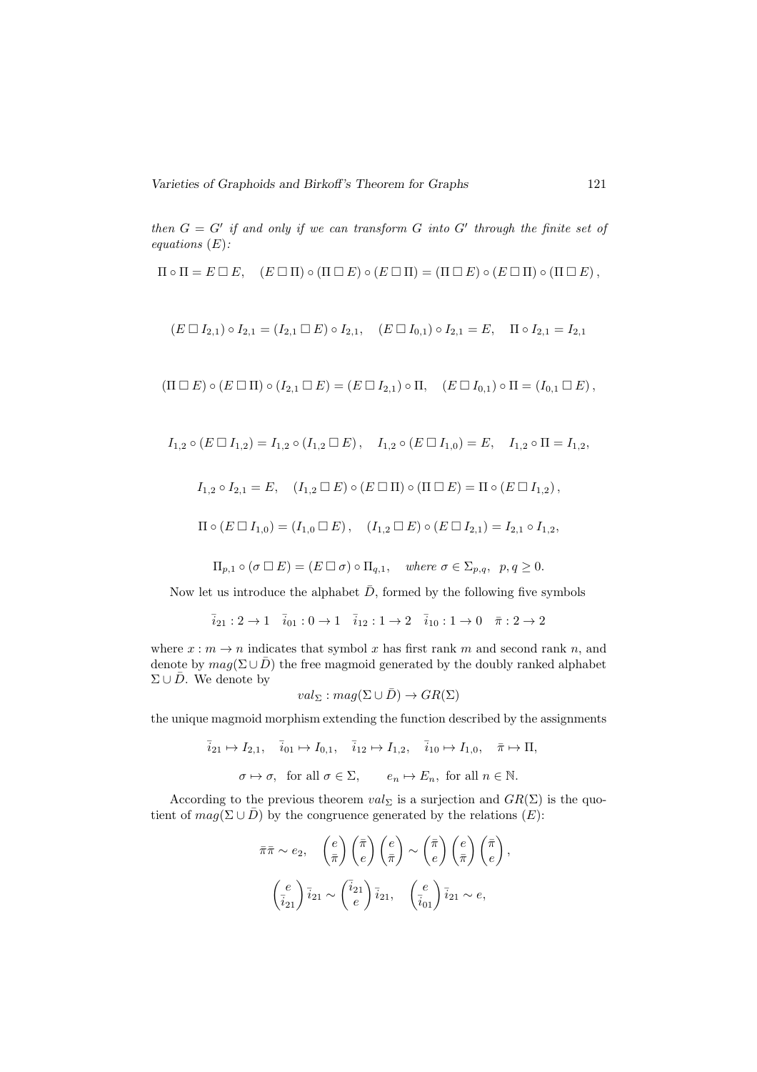*then $G = G'$ if and only if we can transform $G$ into $G'$ through the finite set of equations $(E)$:*

$$\Pi \circ \Pi = E \,\square\, E, \quad (E \,\square\, \Pi) \circ (\Pi \,\square\, E) \circ (E \,\square\, \Pi) = (\Pi \,\square\, E) \circ (E \,\square\, \Pi) \circ (\Pi \,\square\, E)\,,$$

$$(E \,\square\, I_{2,1}) \circ I_{2,1} = (I_{2,1} \,\square\, E) \circ I_{2,1}, \quad (E \,\square\, I_{0,1}) \circ I_{2,1} = E, \quad \Pi \circ I_{2,1} = I_{2,1}$$

$$(\Pi \,\square\, E) \circ (E \,\square\, \Pi) \circ (I_{2,1} \,\square\, E) = (E \,\square\, I_{2,1}) \circ \Pi, \quad (E \,\square\, I_{0,1}) \circ \Pi = (I_{0,1} \,\square\, E)\,,$$

$$I_{1,2} \circ (E \,\square\, I_{1,2}) = I_{1,2} \circ (I_{1,2} \,\square\, E)\,, \quad I_{1,2} \circ (E \,\square\, I_{1,0}) = E, \quad I_{1,2} \circ \Pi = I_{1,2},$$

$$I_{1,2} \circ I_{2,1} = E, \quad (I_{1,2} \,\square\, E) \circ (E \,\square\, \Pi) \circ (\Pi \,\square\, E) = \Pi \circ (E \,\square\, I_{1,2})\,,$$

$$\Pi \circ (E \,\square\, I_{1,0}) = (I_{1,0} \,\square\, E)\,, \quad (I_{1,2} \,\square\, E) \circ (E \,\square\, I_{2,1}) = I_{2,1} \circ I_{1,2},$$

$$\Pi_{p,1} \circ (\sigma \,\square\, E) = (E \,\square\, \sigma) \circ \Pi_{q,1}, \quad \textit{where } \sigma \in \Sigma_{p,q}, \;\; p, q \geq 0.$$

Now let us introduce the alphabet $\bar{D}$, formed by the following five symbols

$$\bar{i}_{21} : 2 \to 1 \quad \bar{i}_{01} : 0 \to 1 \quad \bar{i}_{12} : 1 \to 2 \quad \bar{i}_{10} : 1 \to 0 \quad \bar{\pi} : 2 \to 2$$

where $x : m \to n$ indicates that symbol $x$ has first rank $m$ and second rank $n$, and denote by $mag(\Sigma \cup \bar{D})$ the free magmoid generated by the doubly ranked alphabet $\Sigma \cup \bar{D}$. We denote by

$$val_\Sigma : mag(\Sigma \cup \bar{D}) \to GR(\Sigma)$$

the unique magmoid morphism extending the function described by the assignments

$$\bar{i}_{21} \mapsto I_{2,1}, \quad \bar{i}_{01} \mapsto I_{0,1}, \quad \bar{i}_{12} \mapsto I_{1,2}, \quad \bar{i}_{10} \mapsto I_{1,0}, \quad \bar{\pi} \mapsto \Pi,$$

$$\sigma \mapsto \sigma, \;\; \text{for all } \sigma \in \Sigma, \qquad e_n \mapsto E_n, \;\text{for all } n \in \mathbb{N}.$$

According to the previous theorem $val_\Sigma$ is a surjection and $GR(\Sigma)$ is the quotient of $mag(\Sigma \cup \bar{D})$ by the congruence generated by the relations $(E)$:

$$\bar{\pi}\bar{\pi} \sim e_2, \quad \begin{pmatrix} e \\ \bar{\pi} \end{pmatrix} \begin{pmatrix} \bar{\pi} \\ e \end{pmatrix} \begin{pmatrix} e \\ \bar{\pi} \end{pmatrix} \sim \begin{pmatrix} \bar{\pi} \\ e \end{pmatrix} \begin{pmatrix} e \\ \bar{\pi} \end{pmatrix} \begin{pmatrix} \bar{\pi} \\ e \end{pmatrix},$$

$$\begin{pmatrix} e \\ \bar{i}_{21} \end{pmatrix} \bar{i}_{21} \sim \begin{pmatrix} \bar{i}_{21} \\ e \end{pmatrix} \bar{i}_{21}, \quad \begin{pmatrix} e \\ \bar{i}_{01} \end{pmatrix} \bar{i}_{21} \sim e,$$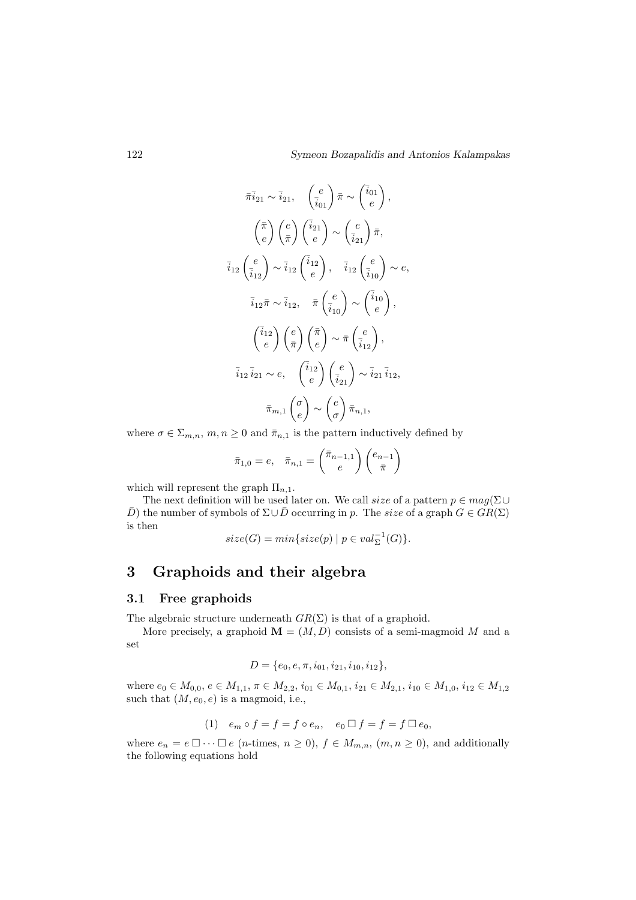$$\bar{\pi}\bar{i}_{21} \sim \bar{i}_{21}, \quad \binom{e}{\bar{i}_{01}} \bar{\pi} \sim \binom{\bar{i}_{01}}{e},$$

$$\binom{\bar{\pi}}{e}\binom{e}{\bar{\pi}}\binom{\bar{i}_{21}}{e} \sim \binom{e}{\bar{i}_{21}} \bar{\pi},$$

$$\bar{i}_{12}\binom{e}{\bar{i}_{12}} \sim \bar{i}_{12}\binom{\bar{i}_{12}}{e}, \quad \bar{i}_{12}\binom{e}{\bar{i}_{10}} \sim e,$$

$$\bar{i}_{12}\bar{\pi} \sim \bar{i}_{12}, \quad \bar{\pi}\binom{e}{\bar{i}_{10}} \sim \binom{\bar{i}_{10}}{e},$$

$$\binom{\bar{i}_{12}}{e}\binom{e}{\bar{\pi}}\binom{\bar{\pi}}{e} \sim \bar{\pi}\binom{e}{\bar{i}_{12}},$$

$$\bar{i}_{12}\,\bar{i}_{21} \sim e, \quad \binom{\bar{i}_{12}}{e}\binom{e}{\bar{i}_{21}} \sim \bar{i}_{21}\,\bar{i}_{12},$$

$$\bar{\pi}_{m,1}\binom{\sigma}{e} \sim \binom{e}{\sigma}\bar{\pi}_{n,1},$$

where $\sigma \in \Sigma_{m,n}$, $m, n \geq 0$ and $\bar{\pi}_{n,1}$ is the pattern inductively defined by

$$\bar{\pi}_{1,0} = e, \quad \bar{\pi}_{n,1} = \binom{\bar{\pi}_{n-1,1}}{e}\binom{e_{n-1}}{\bar{\pi}}$$

which will represent the graph $\Pi_{n,1}$.

The next definition will be used later on. We call *size* of a pattern $p \in mag(\Sigma \cup \bar{D})$ the number of symbols of $\Sigma \cup \bar{D}$ occurring in $p$. The *size* of a graph $G \in GR(\Sigma)$ is then

$$size(G) = min\{size(p) \mid p \in val_{\Sigma}^{-1}(G)\}.$$

# 3 Graphoids and their algebra

## 3.1 Free graphoids

The algebraic structure underneath $GR(\Sigma)$ is that of a graphoid.

More precisely, a graphoid $\mathbf{M} = (M, D)$ consists of a semi-magmoid $M$ and a set

$$D = \{e_0, e, \pi, i_{01}, i_{21}, i_{10}, i_{12}\},$$

where $e_0 \in M_{0,0}$, $e \in M_{1,1}$, $\pi \in M_{2,2}$, $i_{01} \in M_{0,1}$, $i_{21} \in M_{2,1}$, $i_{10} \in M_{1,0}$, $i_{12} \in M_{1,2}$ such that $(M, e_0, e)$ is a magmoid, i.e.,

$$(1) \quad e_m \circ f = f = f \circ e_n, \quad e_0 \,\square\, f = f = f \,\square\, e_0,$$

where $e_n = e \,\square \cdots \square\, e$ ($n$-times, $n \geq 0$), $f \in M_{m,n}$, $(m, n \geq 0)$, and additionally the following equations hold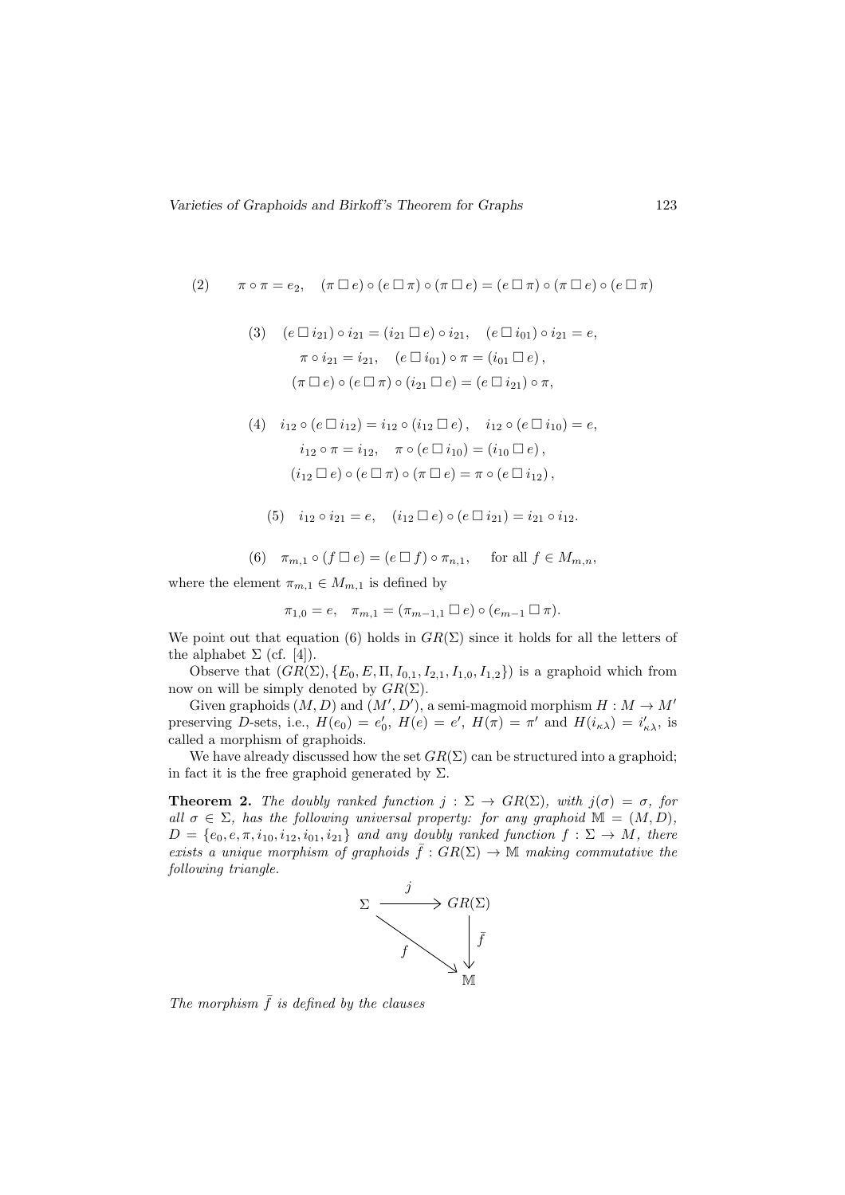$$(2) \qquad \pi \circ \pi = e_2, \quad (\pi \,\square\, e) \circ (e \,\square\, \pi) \circ (\pi \,\square\, e) = (e \,\square\, \pi) \circ (\pi \,\square\, e) \circ (e \,\square\, \pi)$$

$$\begin{gathered}(3) \quad (e \,\square\, i_{21}) \circ i_{21} = (i_{21} \,\square\, e) \circ i_{21}, \quad (e \,\square\, i_{01}) \circ i_{21} = e, \\ \pi \circ i_{21} = i_{21}, \quad (e \,\square\, i_{01}) \circ \pi = (i_{01} \,\square\, e)\,, \\ (\pi \,\square\, e) \circ (e \,\square\, \pi) \circ (i_{21} \,\square\, e) = (e \,\square\, i_{21}) \circ \pi,\end{gathered}$$

$$\begin{gathered}(4) \quad i_{12} \circ (e \,\square\, i_{12}) = i_{12} \circ (i_{12} \,\square\, e)\,, \quad i_{12} \circ (e \,\square\, i_{10}) = e, \\ i_{12} \circ \pi = i_{12}, \quad \pi \circ (e \,\square\, i_{10}) = (i_{10} \,\square\, e)\,, \\ (i_{12} \,\square\, e) \circ (e \,\square\, \pi) \circ (\pi \,\square\, e) = \pi \circ (e \,\square\, i_{12})\,,\end{gathered}$$

$$(5) \quad i_{12} \circ i_{21} = e, \quad (i_{12} \,\square\, e) \circ (e \,\square\, i_{21}) = i_{21} \circ i_{12}.$$

$$(6) \quad \pi_{m,1} \circ (f \,\square\, e) = (e \,\square\, f) \circ \pi_{n,1}, \qquad \text{for all } f \in M_{m,n},$$

where the element $\pi_{m,1} \in M_{m,1}$ is defined by

$$\pi_{1,0} = e, \quad \pi_{m,1} = (\pi_{m-1,1} \,\square\, e) \circ (e_{m-1} \,\square\, \pi).$$

We point out that equation (6) holds in $GR(\Sigma)$ since it holds for all the letters of the alphabet $\Sigma$ (cf. [4]).

Observe that $(GR(\Sigma), \{E_0, E, \Pi, I_{0,1}, I_{2,1}, I_{1,0}, I_{1,2}\})$ is a graphoid which from now on will be simply denoted by $GR(\Sigma)$.

Given graphoids $(M, D)$ and $(M', D')$, a semi-magmoid morphism $H : M \to M'$ preserving $D$-sets, i.e., $H(e_0) = e'_0$, $H(e) = e'$, $H(\pi) = \pi'$ and $H(i_{\kappa\lambda}) = i'_{\kappa\lambda}$, is called a morphism of graphoids.

We have already discussed how the set $GR(\Sigma)$ can be structured into a graphoid; in fact it is the free graphoid generated by $\Sigma$.

**Theorem 2.** *The doubly ranked function $j : \Sigma \to GR(\Sigma)$, with $j(\sigma) = \sigma$, for all $\sigma \in \Sigma$, has the following universal property: for any graphoid $\mathbb{M} = (M, D)$, $D = \{e_0, e, \pi, i_{10}, i_{12}, i_{01}, i_{21}\}$ and any doubly ranked function $f : \Sigma \to M$, there exists a unique morphism of graphoids $\bar{f} : GR(\Sigma) \to \mathbb{M}$ making commutative the following triangle.*

$$\begin{array}{ccc} \Sigma & \xrightarrow{\;\;j\;\;} & GR(\Sigma) \\ & {\scriptstyle f}\searrow & \downarrow{\scriptstyle \bar{f}} \\ & & \mathbb{M} \end{array}$$

*The morphism $\bar{f}$ is defined by the clauses*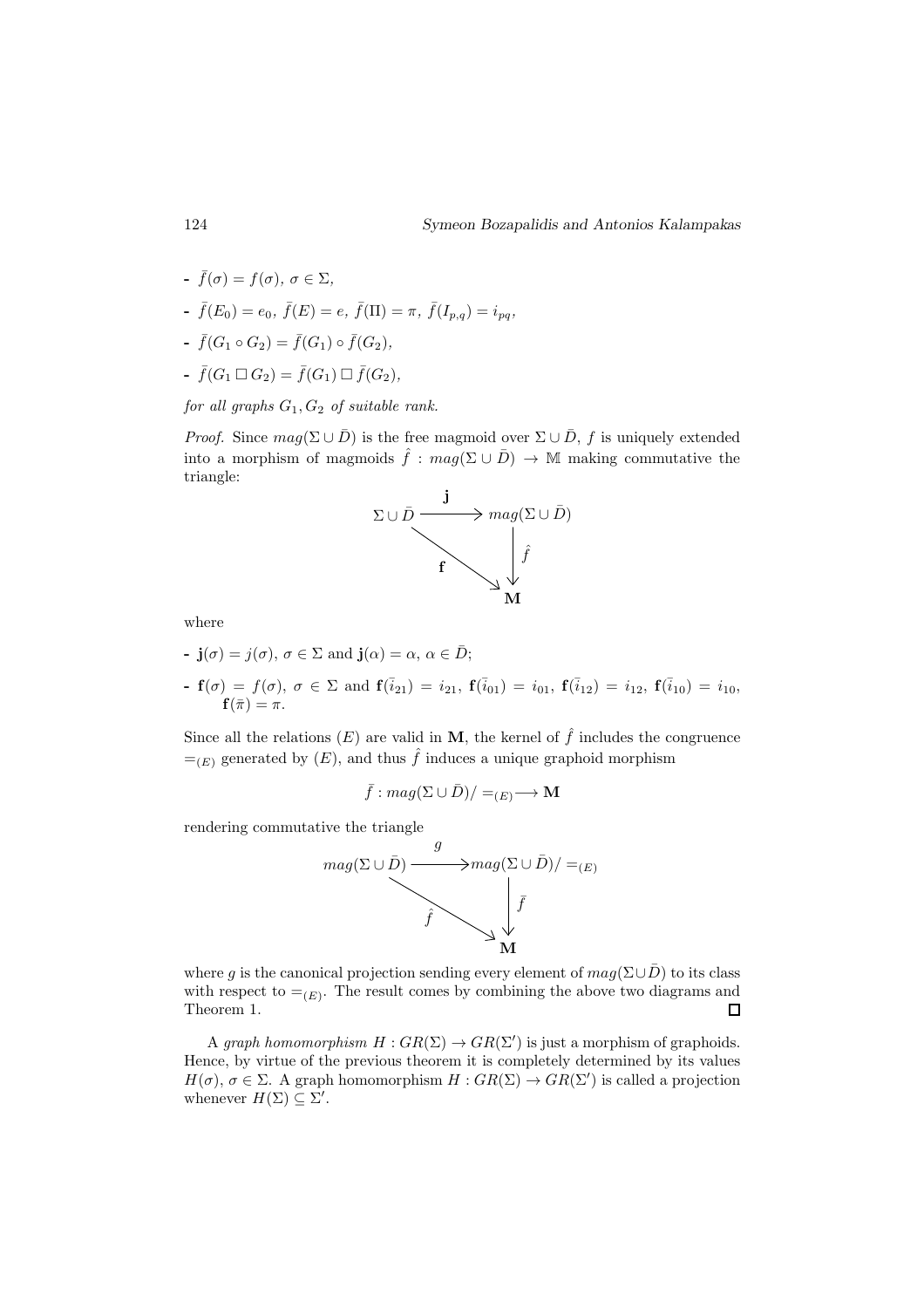- $\bar{f}(\sigma) = f(\sigma)$, $\sigma \in \Sigma$,
- $\bar{f}(E_0) = e_0$, $\bar{f}(E) = e$, $\bar{f}(\Pi) = \pi$, $\bar{f}(I_{p,q}) = i_{pq}$,
- $\bar{f}(G_1 \circ G_2) = \bar{f}(G_1) \circ \bar{f}(G_2)$,
- $\bar{f}(G_1 \,\square\, G_2) = \bar{f}(G_1) \,\square\, \bar{f}(G_2)$,

*for all graphs $G_1, G_2$ of suitable rank.*

*Proof.* Since $mag(\Sigma \cup \bar{D})$ is the free magmoid over $\Sigma \cup \bar{D}$, $f$ is uniquely extended into a morphism of magmoids $\hat{f} : mag(\Sigma \cup \bar{D}) \to \mathbb{M}$ making commutative the triangle:

$$\begin{array}{ccc} \Sigma \cup \bar{D} & \xrightarrow{\ \mathbf{j}\ } & mag(\Sigma \cup \bar{D}) \\ & \underset{\mathbf{f}}{\searrow} & \downarrow \hat{f} \\ & & \mathbf{M} \end{array}$$

where

- $\mathbf{j}(\sigma) = j(\sigma)$, $\sigma \in \Sigma$ and $\mathbf{j}(\alpha) = \alpha$, $\alpha \in \bar{D}$;
- $\mathbf{f}(\sigma) = f(\sigma)$, $\sigma \in \Sigma$ and $\mathbf{f}(\bar{i}_{21}) = i_{21}$, $\mathbf{f}(\bar{i}_{01}) = i_{01}$, $\mathbf{f}(\bar{i}_{12}) = i_{12}$, $\mathbf{f}(\bar{i}_{10}) = i_{10}$, $\mathbf{f}(\bar{\pi}) = \pi$.

Since all the relations $(E)$ are valid in $\mathbf{M}$, the kernel of $\hat{f}$ includes the congruence $=_{(E)}$ generated by $(E)$, and thus $\hat{f}$ induces a unique graphoid morphism

$$\bar{f} : mag(\Sigma \cup \bar{D}) / =_{(E)} \longrightarrow \mathbf{M}$$

rendering commutative the triangle

$$\begin{array}{ccc} mag(\Sigma \cup \bar{D}) & \xrightarrow{\ g\ } & mag(\Sigma \cup \bar{D}) / =_{(E)} \\ & \underset{\hat{f}}{\searrow} & \downarrow \bar{f} \\ & & \mathbf{M} \end{array}$$

where $g$ is the canonical projection sending every element of $mag(\Sigma \cup \bar{D})$ to its class with respect to $=_{(E)}$. The result comes by combining the above two diagrams and Theorem 1. $\square$

A *graph homomorphism* $H : GR(\Sigma) \to GR(\Sigma')$ is just a morphism of graphoids. Hence, by virtue of the previous theorem it is completely determined by its values $H(\sigma)$, $\sigma \in \Sigma$. A graph homomorphism $H : GR(\Sigma) \to GR(\Sigma')$ is called a projection whenever $H(\Sigma) \subseteq \Sigma'$.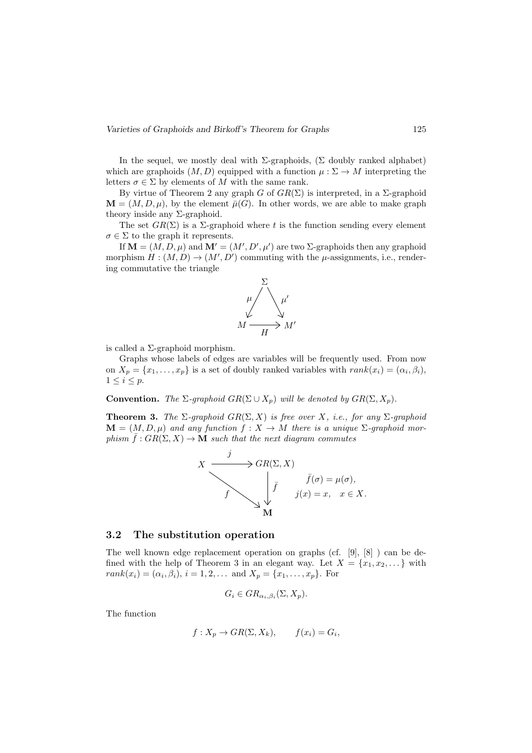In the sequel, we mostly deal with $\Sigma$-graphoids, ($\Sigma$ doubly ranked alphabet) which are graphoids $(M, D)$ equipped with a function $\mu : \Sigma \to M$ interpreting the letters $\sigma \in \Sigma$ by elements of $M$ with the same rank.

By virtue of Theorem 2 any graph $G$ of $GR(\Sigma)$ is interpreted, in a $\Sigma$-graphoid $\mathbf{M} = (M, D, \mu)$, by the element $\bar{\mu}(G)$. In other words, we are able to make graph theory inside any $\Sigma$-graphoid.

The set $GR(\Sigma)$ is a $\Sigma$-graphoid where $t$ is the function sending every element $\sigma \in \Sigma$ to the graph it represents.

If $\mathbf{M} = (M, D, \mu)$ and $\mathbf{M}' = (M', D', \mu')$ are two $\Sigma$-graphoids then any graphoid morphism $H : (M, D) \to (M', D')$ commuting with the $\mu$-assignments, i.e., rendering commutative the triangle

$$\begin{array}{ccc} & \Sigma & \\ \mu \swarrow & & \searrow \mu' \\ M & \xrightarrow[H]{} & M' \end{array}$$

is called a $\Sigma$-graphoid morphism.

Graphs whose labels of edges are variables will be frequently used. From now on $X_p = \{x_1, \ldots, x_p\}$ is a set of doubly ranked variables with $rank(x_i) = (\alpha_i, \beta_i)$, $1 \leq i \leq p$.

**Convention.** *The $\Sigma$-graphoid $GR(\Sigma \cup X_p)$ will be denoted by $GR(\Sigma, X_p)$.*

**Theorem 3.** *The $\Sigma$-graphoid $GR(\Sigma, X)$ is free over $X$, i.e., for any $\Sigma$-graphoid $\mathbf{M} = (M, D, \mu)$ and any function $f : X \to M$ there is a unique $\Sigma$-graphoid morphism $\bar{f} : GR(\Sigma, X) \to \mathbf{M}$ such that the next diagram commutes*

$$\begin{array}{ccc} X & \xrightarrow{j} & GR(\Sigma, X) \\ & {}_{f}\searrow & \downarrow \bar{f} \\ & & \mathbf{M} \end{array} \qquad \begin{array}{l} \bar{f}(\sigma) = \mu(\sigma), \\ j(x) = x, \quad x \in X. \end{array}$$

## 3.2 The substitution operation

The well known edge replacement operation on graphs (cf. [9], [8] ) can be defined with the help of Theorem 3 in an elegant way. Let $X = \{x_1, x_2, \ldots\}$ with $rank(x_i) = (\alpha_i, \beta_i)$, $i = 1, 2, \ldots$ and $X_p = \{x_1, \ldots, x_p\}$. For

$$G_i \in GR_{\alpha_i, \beta_i}(\Sigma, X_p).$$

The function

$$f : X_p \to GR(\Sigma, X_k), \qquad f(x_i) = G_i,$$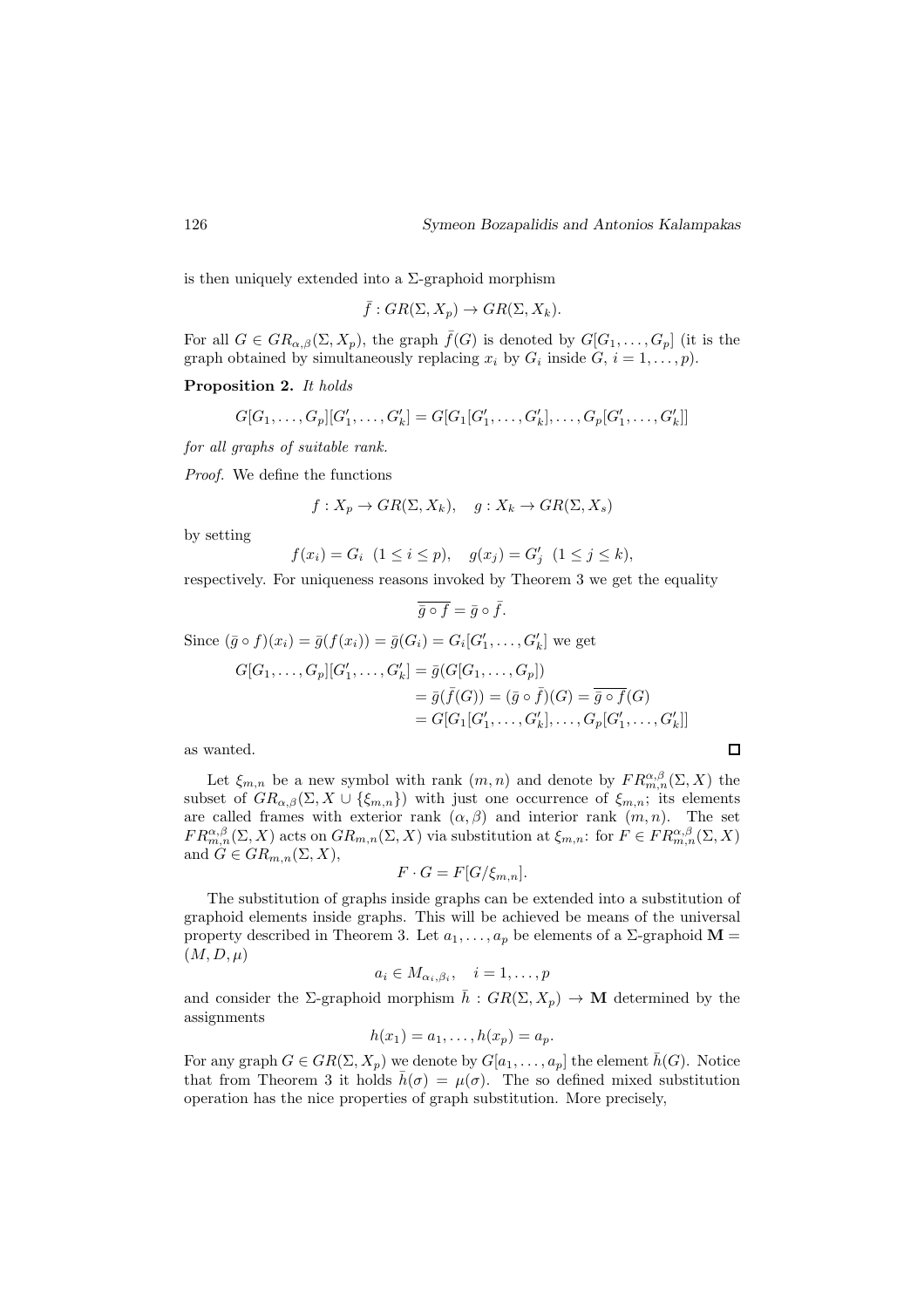is then uniquely extended into a $\Sigma$-graphoid morphism

$$\bar{f} : GR(\Sigma, X_p) \to GR(\Sigma, X_k).$$

For all $G \in GR_{\alpha,\beta}(\Sigma, X_p)$, the graph $\bar{f}(G)$ is denoted by $G[G_1, \ldots, G_p]$ (it is the graph obtained by simultaneously replacing $x_i$ by $G_i$ inside $G$, $i = 1, \ldots, p$).

**Proposition 2.** *It holds*

$$G[G_1, \ldots, G_p][G'_1, \ldots, G'_k] = G[G_1[G'_1, \ldots, G'_k], \ldots, G_p[G'_1, \ldots, G'_k]]$$

*for all graphs of suitable rank.*

*Proof.* We define the functions

$$f : X_p \to GR(\Sigma, X_k), \quad g : X_k \to GR(\Sigma, X_s)$$

by setting

$$f(x_i) = G_i \ \ (1 \leq i \leq p), \quad g(x_j) = G'_j \ \ (1 \leq j \leq k),$$

respectively. For uniqueness reasons invoked by Theorem 3 we get the equality

$$\overline{\bar{g} \circ f} = \bar{g} \circ \bar{f}.$$

Since $(\bar{g} \circ f)(x_i) = \bar{g}(f(x_i)) = \bar{g}(G_i) = G_i[G'_1, \ldots, G'_k]$ we get

$$\begin{aligned} G[G_1, \ldots, G_p][G'_1, \ldots, G'_k] &= \bar{g}(G[G_1, \ldots, G_p]) \\ &= \bar{g}(\bar{f}(G)) = (\bar{g} \circ \bar{f})(G) = \overline{\bar{g} \circ f}(G) \\ &= G[G_1[G'_1, \ldots, G'_k], \ldots, G_p[G'_1, \ldots, G'_k]] \end{aligned}$$

as wanted. $\square$

Let $\xi_{m,n}$ be a new symbol with rank $(m, n)$ and denote by $FR^{\alpha,\beta}_{m,n}(\Sigma, X)$ the subset of $GR_{\alpha,\beta}(\Sigma, X \cup \{\xi_{m,n}\})$ with just one occurrence of $\xi_{m,n}$; its elements are called frames with exterior rank $(\alpha, \beta)$ and interior rank $(m, n)$. The set $FR^{\alpha,\beta}_{m,n}(\Sigma, X)$ acts on $GR_{m,n}(\Sigma, X)$ via substitution at $\xi_{m,n}$: for $F \in FR^{\alpha,\beta}_{m,n}(\Sigma, X)$ and $G \in GR_{m,n}(\Sigma, X)$,

$$F \cdot G = F[G/\xi_{m,n}].$$

The substitution of graphs inside graphs can be extended into a substitution of graphoid elements inside graphs. This will be achieved be means of the universal property described in Theorem 3. Let $a_1, \ldots, a_p$ be elements of a $\Sigma$-graphoid $\mathbf{M} = (M, D, \mu)$

$$a_i \in M_{\alpha_i,\beta_i}, \quad i = 1, \ldots, p$$

and consider the $\Sigma$-graphoid morphism $\bar{h} : GR(\Sigma, X_p) \to \mathbf{M}$ determined by the assignments

$$h(x_1) = a_1, \ldots, h(x_p) = a_p.$$

For any graph $G \in GR(\Sigma, X_p)$ we denote by $G[a_1, \ldots, a_p]$ the element $\bar{h}(G)$. Notice that from Theorem 3 it holds $\bar{h}(\sigma) = \mu(\sigma)$. The so defined mixed substitution operation has the nice properties of graph substitution. More precisely,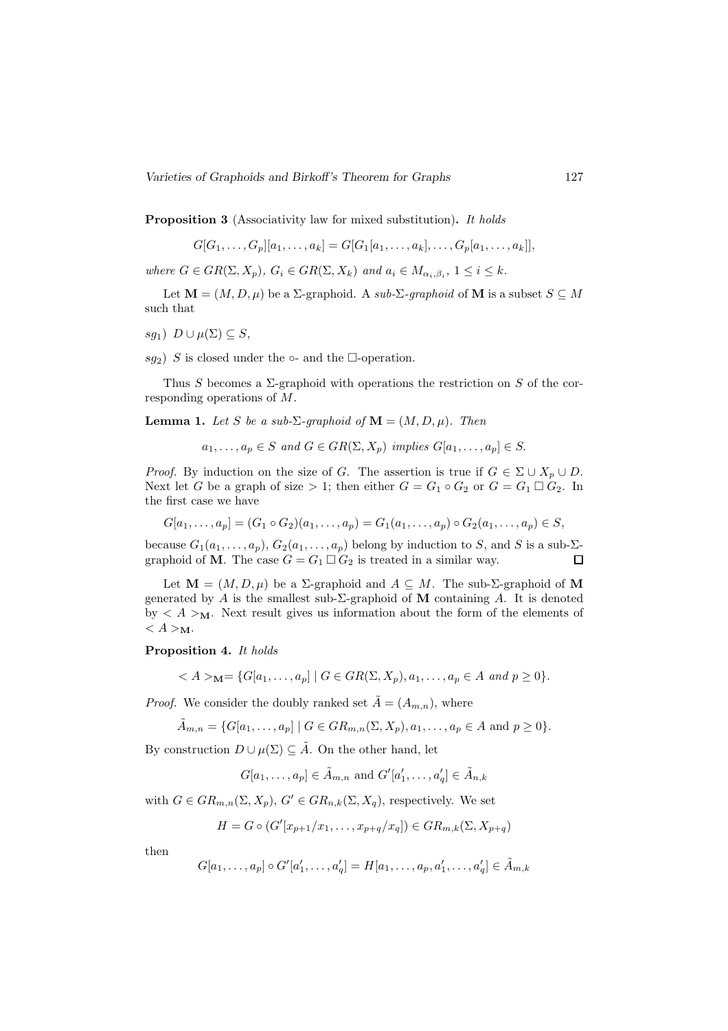**Proposition 3** (Associativity law for mixed substitution)**.** *It holds*

$$G[G_1,\ldots,G_p][a_1,\ldots,a_k] = G[G_1[a_1,\ldots,a_k],\ldots,G_p[a_1,\ldots,a_k]],$$

*where* $G \in GR(\Sigma, X_p)$*,* $G_i \in GR(\Sigma, X_k)$ *and* $a_i \in M_{\alpha_i,\beta_i}$*,* $1 \leq i \leq k$*.*

Let $\mathbf{M} = (M, D, \mu)$ be a $\Sigma$-graphoid. A *sub-*$\Sigma$*-graphoid* of $\mathbf{M}$ is a subset $S \subseteq M$ such that

$sg_1)$ $D \cup \mu(\Sigma) \subseteq S$,

$sg_2)$ $S$ is closed under the $\circ$- and the $\Box$-operation.

Thus $S$ becomes a $\Sigma$-graphoid with operations the restriction on $S$ of the corresponding operations of $M$.

**Lemma 1.** *Let* $S$ *be a sub-*$\Sigma$*-graphoid of* $\mathbf{M} = (M, D, \mu)$*. Then*

$$a_1,\ldots,a_p \in S \text{ and } G \in GR(\Sigma, X_p) \text{ implies } G[a_1,\ldots,a_p] \in S.$$

*Proof.* By induction on the size of $G$. The assertion is true if $G \in \Sigma \cup X_p \cup D$. Next let $G$ be a graph of size $> 1$; then either $G = G_1 \circ G_2$ or $G = G_1 \Box G_2$. In the first case we have

$$G[a_1,\ldots,a_p] = (G_1 \circ G_2)(a_1,\ldots,a_p) = G_1(a_1,\ldots,a_p) \circ G_2(a_1,\ldots,a_p) \in S,$$

because $G_1(a_1,\ldots,a_p)$, $G_2(a_1,\ldots,a_p)$ belong by induction to $S$, and $S$ is a sub-$\Sigma$-graphoid of $\mathbf{M}$. The case $G = G_1 \Box G_2$ is treated in a similar way. $\Box$

Let $\mathbf{M} = (M, D, \mu)$ be a $\Sigma$-graphoid and $A \subseteq M$. The sub-$\Sigma$-graphoid of $\mathbf{M}$ generated by $A$ is the smallest sub-$\Sigma$-graphoid of $\mathbf{M}$ containing $A$. It is denoted by $< A >_{\mathbf{M}}$. Next result gives us information about the form of the elements of $< A >_{\mathbf{M}}$.

**Proposition 4.** *It holds*

$$< A >_{\mathbf{M}} = \{G[a_1,\ldots,a_p] \mid G \in GR(\Sigma, X_p), a_1,\ldots,a_p \in A \text{ and } p \geq 0\}.$$

*Proof.* We consider the doubly ranked set $\tilde{A} = (A_{m,n})$, where

$$\tilde{A}_{m,n} = \{G[a_1,\ldots,a_p] \mid G \in GR_{m,n}(\Sigma, X_p), a_1,\ldots,a_p \in A \text{ and } p \geq 0\}.$$

By construction $D \cup \mu(\Sigma) \subseteq \tilde{A}$. On the other hand, let

$$G[a_1,\ldots,a_p] \in \tilde{A}_{m,n} \text{ and } G'[a'_1,\ldots,a'_q] \in \tilde{A}_{n,k}$$

with $G \in GR_{m,n}(\Sigma, X_p)$, $G' \in GR_{n,k}(\Sigma, X_q)$, respectively. We set

$$H = G \circ (G'[x_{p+1}/x_1,\ldots,x_{p+q}/x_q]) \in GR_{m,k}(\Sigma, X_{p+q})$$

then

$$G[a_1,\ldots,a_p] \circ G'[a'_1,\ldots,a'_q] = H[a_1,\ldots,a_p,a'_1,\ldots,a'_q] \in \tilde{A}_{m,k}$$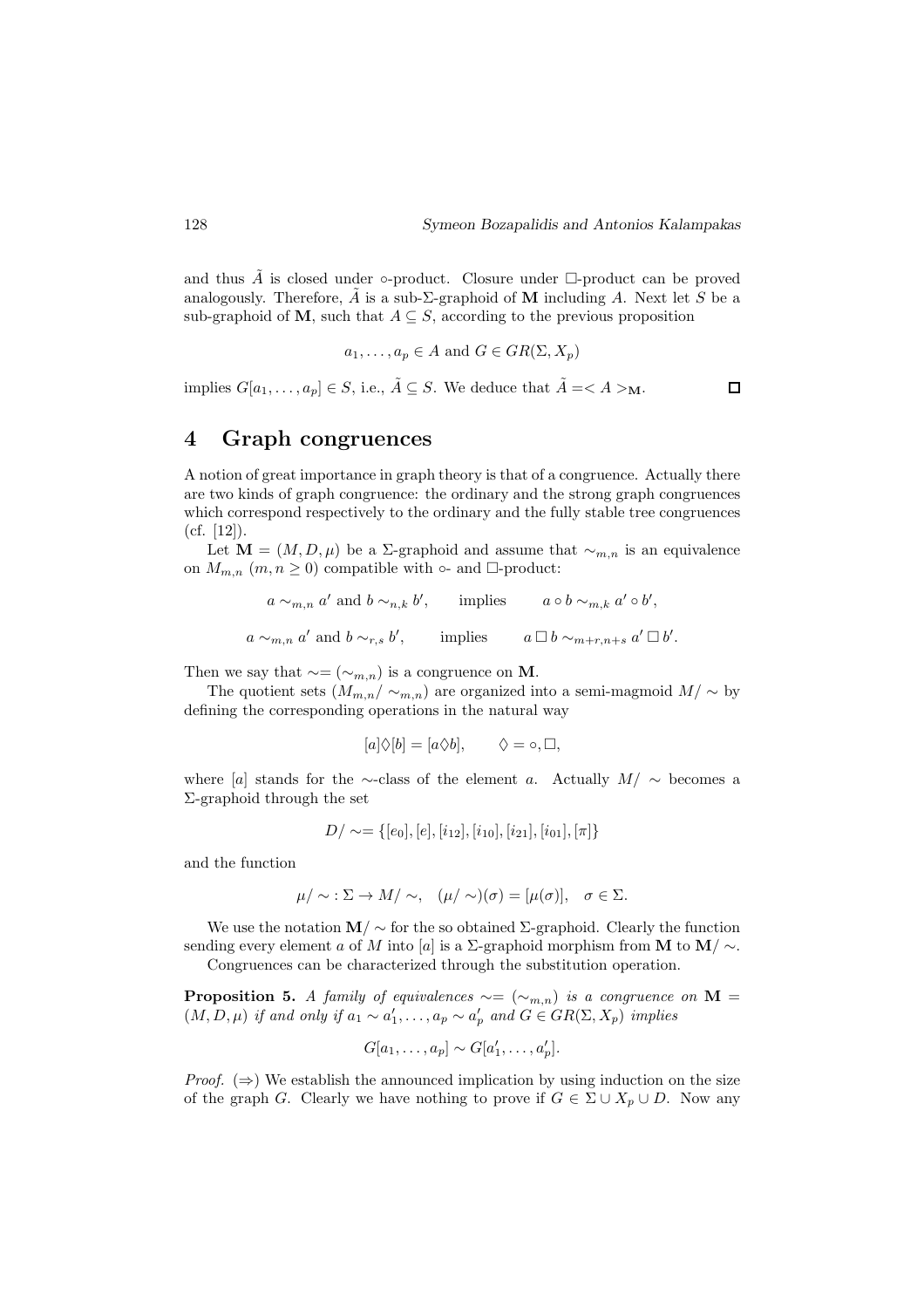and thus $\tilde{A}$ is closed under $\circ$-product. Closure under $\Box$-product can be proved analogously. Therefore, $\tilde{A}$ is a sub-$\Sigma$-graphoid of $\mathbf{M}$ including $A$. Next let $S$ be a sub-graphoid of $\mathbf{M}$, such that $A \subseteq S$, according to the previous proposition

$$a_1, \ldots, a_p \in A \text{ and } G \in GR(\Sigma, X_p)$$

implies $G[a_1, \ldots, a_p] \in S$, i.e., $\tilde{A} \subseteq S$. We deduce that $\tilde{A} = < A >_{\mathbf{M}}$. $\square$

# 4 Graph congruences

A notion of great importance in graph theory is that of a congruence. Actually there are two kinds of graph congruence: the ordinary and the strong graph congruences which correspond respectively to the ordinary and the fully stable tree congruences (cf. [12]).

Let $\mathbf{M} = (M, D, \mu)$ be a $\Sigma$-graphoid and assume that $\sim_{m,n}$ is an equivalence on $M_{m,n}$ $(m, n \geq 0)$ compatible with $\circ$- and $\Box$-product:

$$a \sim_{m,n} a' \text{ and } b \sim_{n,k} b', \qquad \text{implies} \qquad a \circ b \sim_{m,k} a' \circ b',$$

$$a \sim_{m,n} a' \text{ and } b \sim_{r,s} b', \qquad \text{implies} \qquad a \,\Box\, b \sim_{m+r,n+s} a' \,\Box\, b'.$$

Then we say that $\sim = (\sim_{m,n})$ is a congruence on $\mathbf{M}$.

The quotient sets $(M_{m,n}/\sim_{m,n})$ are organized into a semi-magmoid $M/\sim$ by defining the corresponding operations in the natural way

$$[a]\Diamond[b] = [a \Diamond b], \qquad \Diamond = \circ, \Box,$$

where $[a]$ stands for the $\sim$-class of the element $a$. Actually $M/\sim$ becomes a $\Sigma$-graphoid through the set

$$D/\sim = \{[e_0], [e], [i_{12}], [i_{10}], [i_{21}], [i_{01}], [\pi]\}$$

and the function

$$\mu/\sim : \Sigma \to M/\sim, \quad (\mu/\sim)(\sigma) = [\mu(\sigma)], \quad \sigma \in \Sigma.$$

We use the notation $\mathbf{M}/\sim$ for the so obtained $\Sigma$-graphoid. Clearly the function sending every element $a$ of $M$ into $[a]$ is a $\Sigma$-graphoid morphism from $\mathbf{M}$ to $\mathbf{M}/\sim$.

Congruences can be characterized through the substitution operation.

**Proposition 5.** *A family of equivalences $\sim = (\sim_{m,n})$ is a congruence on $\mathbf{M} = (M, D, \mu)$ if and only if $a_1 \sim a'_1, \ldots, a_p \sim a'_p$ and $G \in GR(\Sigma, X_p)$ implies*

$$G[a_1, \ldots, a_p] \sim G[a'_1, \ldots, a'_p].$$

*Proof.* $(\Rightarrow)$ We establish the announced implication by using induction on the size of the graph $G$. Clearly we have nothing to prove if $G \in \Sigma \cup X_p \cup D$. Now any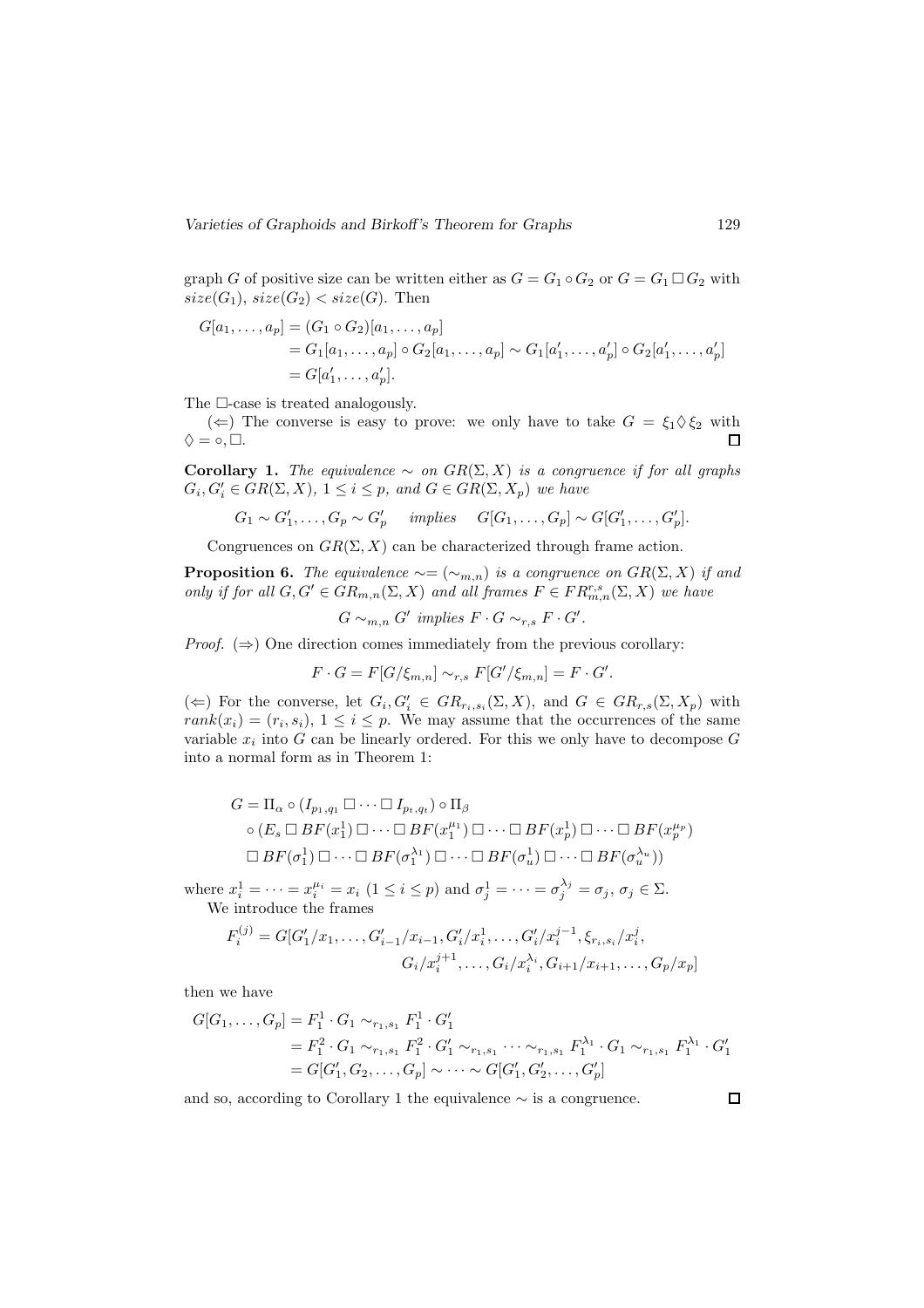graph $G$ of positive size can be written either as $G = G_1 \circ G_2$ or $G = G_1 \Box G_2$ with $size(G_1)$, $size(G_2) < size(G)$. Then

$$
\begin{aligned}
G[a_1, \ldots, a_p] &= (G_1 \circ G_2)[a_1, \ldots, a_p] \\
&= G_1[a_1, \ldots, a_p] \circ G_2[a_1, \ldots, a_p] \sim G_1[a_1', \ldots, a_p'] \circ G_2[a_1', \ldots, a_p'] \\
&= G[a_1', \ldots, a_p'].
\end{aligned}
$$

The $\Box$-case is treated analogously.

($\Leftarrow$) The converse is easy to prove: we only have to take $G = \xi_1 \Diamond \xi_2$ with $\Diamond = \circ, \Box$. $\square$

**Corollary 1.** *The equivalence $\sim$ on $GR(\Sigma, X)$ is a congruence if for all graphs $G_i, G_i' \in GR(\Sigma, X)$, $1 \leq i \leq p$, and $G \in GR(\Sigma, X_p)$ we have*

$$
G_1 \sim G_1', \ldots, G_p \sim G_p' \quad \textit{implies} \quad G[G_1, \ldots, G_p] \sim G[G_1', \ldots, G_p'].
$$

Congruences on $GR(\Sigma, X)$ can be characterized through frame action.

**Proposition 6.** *The equivalence $\sim = (\sim_{m,n})$ is a congruence on $GR(\Sigma, X)$ if and only if for all $G, G' \in GR_{m,n}(\Sigma, X)$ and all frames $F \in FR_{m,n}^{r,s}(\Sigma, X)$ we have*

$$
G \sim_{m,n} G' \textit{ implies } F \cdot G \sim_{r,s} F \cdot G'.
$$

*Proof.* ($\Rightarrow$) One direction comes immediately from the previous corollary:

$$
F \cdot G = F[G/\xi_{m,n}] \sim_{r,s} F[G'/\xi_{m,n}] = F \cdot G'.
$$

($\Leftarrow$) For the converse, let $G_i, G_i' \in GR_{r_i,s_i}(\Sigma, X)$, and $G \in GR_{r,s}(\Sigma, X_p)$ with $rank(x_i) = (r_i, s_i)$, $1 \leq i \leq p$. We may assume that the occurrences of the same variable $x_i$ into $G$ can be linearly ordered. For this we only have to decompose $G$ into a normal form as in Theorem 1:

$$
\begin{aligned}
G = \; & \Pi_\alpha \circ (I_{p_1,q_1} \Box \cdots \Box I_{p_t,q_t}) \circ \Pi_\beta \\
& \circ (E_s \Box BF(x_1^1) \Box \cdots \Box BF(x_1^{\mu_1}) \Box \cdots \Box BF(x_p^1) \Box \cdots \Box BF(x_p^{\mu_p}) \\
& \Box BF(\sigma_1^1) \Box \cdots \Box BF(\sigma_1^{\lambda_1}) \Box \cdots \Box BF(\sigma_u^1) \Box \cdots \Box BF(\sigma_u^{\lambda_u}))
\end{aligned}
$$

where $x_i^1 = \cdots = x_i^{\mu_i} = x_i$ $(1 \leq i \leq p)$ and $\sigma_j^1 = \cdots = \sigma_j^{\lambda_j} = \sigma_j$, $\sigma_j \in \Sigma$.

We introduce the frames

$$
\begin{aligned}
F_i^{(j)} = G[&G_1'/x_1, \ldots, G_{i-1}'/x_{i-1}, G_i'/x_i^1, \ldots, G_i'/x_i^{j-1}, \xi_{r_i,s_i}/x_i^j, \\
&G_i/x_i^{j+1}, \ldots, G_i/x_i^{\lambda_i}, G_{i+1}/x_{i+1}, \ldots, G_p/x_p]
\end{aligned}
$$

then we have

$$
\begin{aligned}
G[G_1, \ldots, G_p] &= F_1^1 \cdot G_1 \sim_{r_1,s_1} F_1^1 \cdot G_1' \\
&= F_1^2 \cdot G_1 \sim_{r_1,s_1} F_1^2 \cdot G_1' \sim_{r_1,s_1} \cdots \sim_{r_1,s_1} F_1^{\lambda_1} \cdot G_1 \sim_{r_1,s_1} F_1^{\lambda_1} \cdot G_1' \\
&= G[G_1', G_2, \ldots, G_p] \sim \cdots \sim G[G_1', G_2', \ldots, G_p']
\end{aligned}
$$

and so, according to Corollary 1 the equivalence $\sim$ is a congruence. $\square$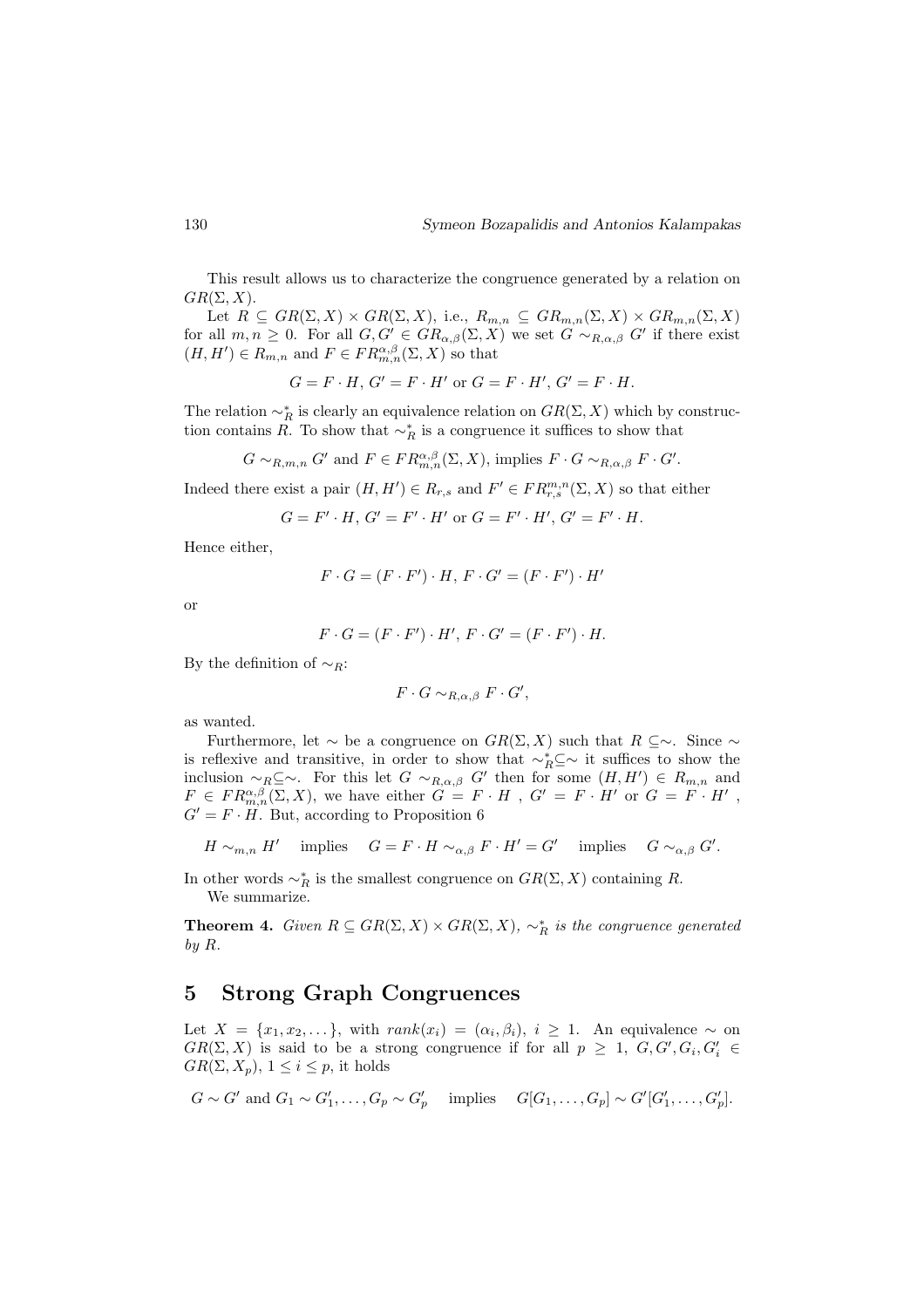This result allows us to characterize the congruence generated by a relation on $GR(\Sigma, X)$.

Let $R \subseteq GR(\Sigma, X) \times GR(\Sigma, X)$, i.e., $R_{m,n} \subseteq GR_{m,n}(\Sigma, X) \times GR_{m,n}(\Sigma, X)$ for all $m, n \geq 0$. For all $G, G' \in GR_{\alpha,\beta}(\Sigma, X)$ we set $G \sim_{R,\alpha,\beta} G'$ if there exist $(H, H') \in R_{m,n}$ and $F \in FR^{\alpha,\beta}_{m,n}(\Sigma, X)$ so that

$$G = F \cdot H,\, G' = F \cdot H' \text{ or } G = F \cdot H',\, G' = F \cdot H.$$

The relation $\sim^*_R$ is clearly an equivalence relation on $GR(\Sigma, X)$ which by construction contains $R$. To show that $\sim^*_R$ is a congruence it suffices to show that

$$G \sim_{R,m,n} G' \text{ and } F \in FR^{\alpha,\beta}_{m,n}(\Sigma, X), \text{ implies } F \cdot G \sim_{R,\alpha,\beta} F \cdot G'.$$

Indeed there exist a pair $(H, H') \in R_{r,s}$ and $F' \in FR^{m,n}_{r,s}(\Sigma, X)$ so that either

$$G = F' \cdot H,\, G' = F' \cdot H' \text{ or } G = F' \cdot H',\, G' = F' \cdot H.$$

Hence either,

$$F \cdot G = (F \cdot F') \cdot H,\, F \cdot G' = (F \cdot F') \cdot H'$$

or

$$F \cdot G = (F \cdot F') \cdot H',\, F \cdot G' = (F \cdot F') \cdot H.$$

By the definition of $\sim_R$:

$$F \cdot G \sim_{R,\alpha,\beta} F \cdot G',$$

as wanted.

Furthermore, let $\sim$ be a congruence on $GR(\Sigma, X)$ such that $R \subseteq \sim$. Since $\sim$ is reflexive and transitive, in order to show that $\sim^*_R \subseteq \sim$ it suffices to show the inclusion $\sim_R \subseteq \sim$. For this let $G \sim_{R,\alpha,\beta} G'$ then for some $(H, H') \in R_{m,n}$ and $F \in FR^{\alpha,\beta}_{m,n}(\Sigma, X)$, we have either $G = F \cdot H$ , $G' = F \cdot H'$ or $G = F \cdot H'$ , $G' = F \cdot H$. But, according to Proposition 6

$$H \sim_{m,n} H' \quad \text{implies} \quad G = F \cdot H \sim_{\alpha,\beta} F \cdot H' = G' \quad \text{implies} \quad G \sim_{\alpha,\beta} G'.$$

In other words $\sim^*_R$ is the smallest congruence on $GR(\Sigma, X)$ containing $R$.

We summarize.

**Theorem 4.** *Given $R \subseteq GR(\Sigma, X) \times GR(\Sigma, X)$, $\sim^*_R$ is the congruence generated by $R$.*

## 5 Strong Graph Congruences

Let $X = \{x_1, x_2, \dots\}$, with $rank(x_i) = (\alpha_i, \beta_i)$, $i \geq 1$. An equivalence $\sim$ on $GR(\Sigma, X)$ is said to be a strong congruence if for all $p \geq 1$, $G, G', G_i, G'_i \in GR(\Sigma, X_p)$, $1 \leq i \leq p$, it holds

$$G \sim G' \text{ and } G_1 \sim G'_1, \dots, G_p \sim G'_p \quad \text{implies} \quad G[G_1, \dots, G_p] \sim G'[G'_1, \dots, G'_p].$$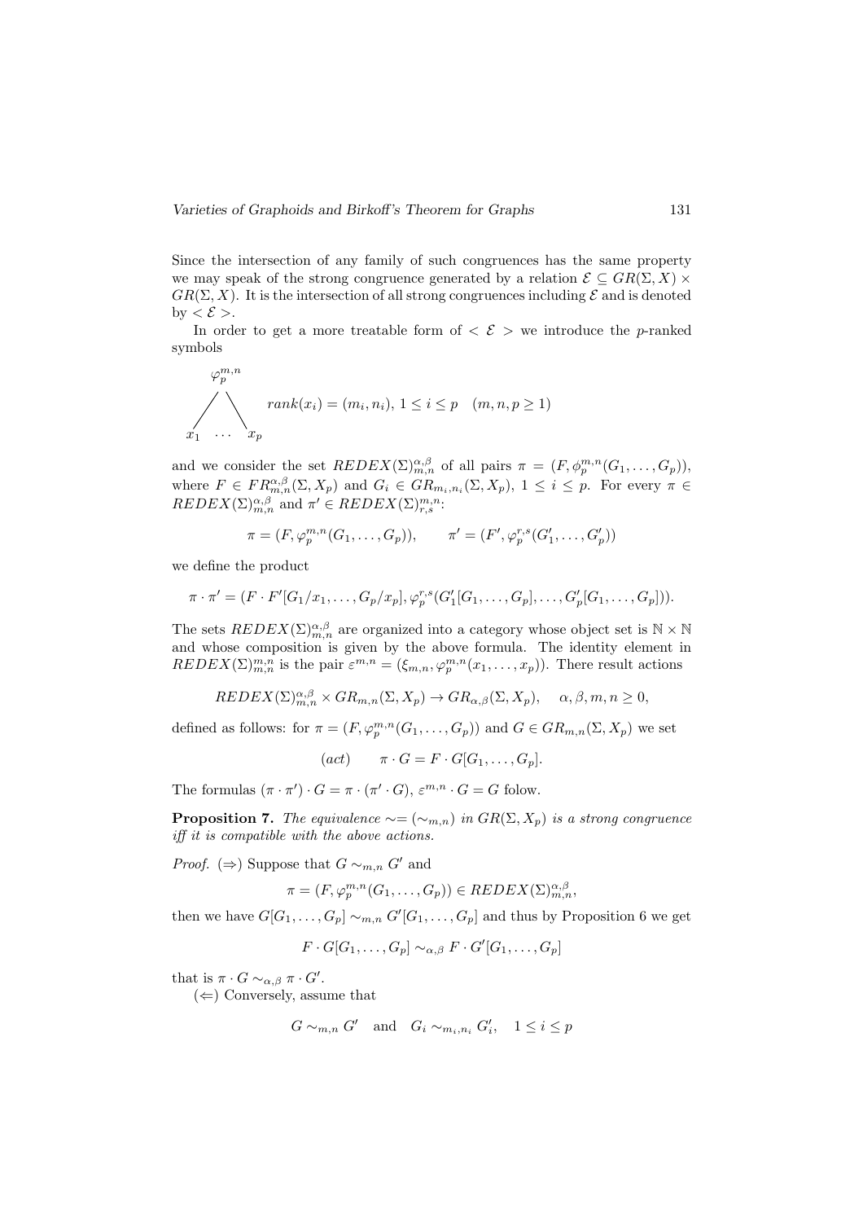Since the intersection of any family of such congruences has the same property we may speak of the strong congruence generated by a relation $\mathcal{E} \subseteq GR(\Sigma, X) \times GR(\Sigma, X)$. It is the intersection of all strong congruences including $\mathcal{E}$ and is denoted by $< \mathcal{E} >$.

In order to get a more treatable form of $< \mathcal{E} >$ we introduce the $p$-ranked symbols

$$\begin{array}{c} \varphi_p^{m,n} \\ \diagup \quad \diagdown \\ x_1 \quad \cdots \quad x_p \end{array} \qquad rank(x_i) = (m_i, n_i),\ 1 \leq i \leq p \quad (m, n, p \geq 1)$$

and we consider the set $REDEX(\Sigma)_{m,n}^{\alpha,\beta}$ of all pairs $\pi = (F, \phi_p^{m,n}(G_1, \ldots, G_p))$, where $F \in FR_{m,n}^{\alpha,\beta}(\Sigma, X_p)$ and $G_i \in GR_{m_i,n_i}(\Sigma, X_p)$, $1 \leq i \leq p$. For every $\pi \in REDEX(\Sigma)_{m,n}^{\alpha,\beta}$ and $\pi' \in REDEX(\Sigma)_{r,s}^{m,n}$:

$$\pi = (F, \varphi_p^{m,n}(G_1, \ldots, G_p)), \qquad \pi' = (F', \varphi_p^{r,s}(G'_1, \ldots, G'_p))$$

we define the product

$$\pi \cdot \pi' = (F \cdot F'[G_1/x_1, \ldots, G_p/x_p], \varphi_p^{r,s}(G'_1[G_1, \ldots, G_p], \ldots, G'_p[G_1, \ldots, G_p])).$$

The sets $REDEX(\Sigma)_{m,n}^{\alpha,\beta}$ are organized into a category whose object set is $\mathbb{N} \times \mathbb{N}$ and whose composition is given by the above formula. The identity element in $REDEX(\Sigma)_{m,n}^{m,n}$ is the pair $\varepsilon^{m,n} = (\xi_{m,n}, \varphi_p^{m,n}(x_1, \ldots, x_p))$. There result actions

$$REDEX(\Sigma)_{m,n}^{\alpha,\beta} \times GR_{m,n}(\Sigma, X_p) \to GR_{\alpha,\beta}(\Sigma, X_p), \quad \alpha, \beta, m, n \geq 0,$$

defined as follows: for $\pi = (F, \varphi_p^{m,n}(G_1, \ldots, G_p))$ and $G \in GR_{m,n}(\Sigma, X_p)$ we set

$$(act) \qquad \pi \cdot G = F \cdot G[G_1, \ldots, G_p].$$

The formulas $(\pi \cdot \pi') \cdot G = \pi \cdot (\pi' \cdot G)$, $\varepsilon^{m,n} \cdot G = G$ folow.

**Proposition 7.** *The equivalence $\sim = (\sim_{m,n})$ in $GR(\Sigma, X_p)$ is a strong congruence iff it is compatible with the above actions.*

*Proof.* ($\Rightarrow$) Suppose that $G \sim_{m,n} G'$ and

$$\pi = (F, \varphi_p^{m,n}(G_1, \ldots, G_p)) \in REDEX(\Sigma)_{m,n}^{\alpha,\beta},$$

then we have $G[G_1, \ldots, G_p] \sim_{m,n} G'[G_1, \ldots, G_p]$ and thus by Proposition 6 we get

$$F \cdot G[G_1, \ldots, G_p] \sim_{\alpha,\beta} F \cdot G'[G_1, \ldots, G_p]$$

that is $\pi \cdot G \sim_{\alpha,\beta} \pi \cdot G'$.

($\Leftarrow$) Conversely, assume that

$$G \sim_{m,n} G' \quad \text{and} \quad G_i \sim_{m_i,n_i} G'_i, \quad 1 \leq i \leq p$$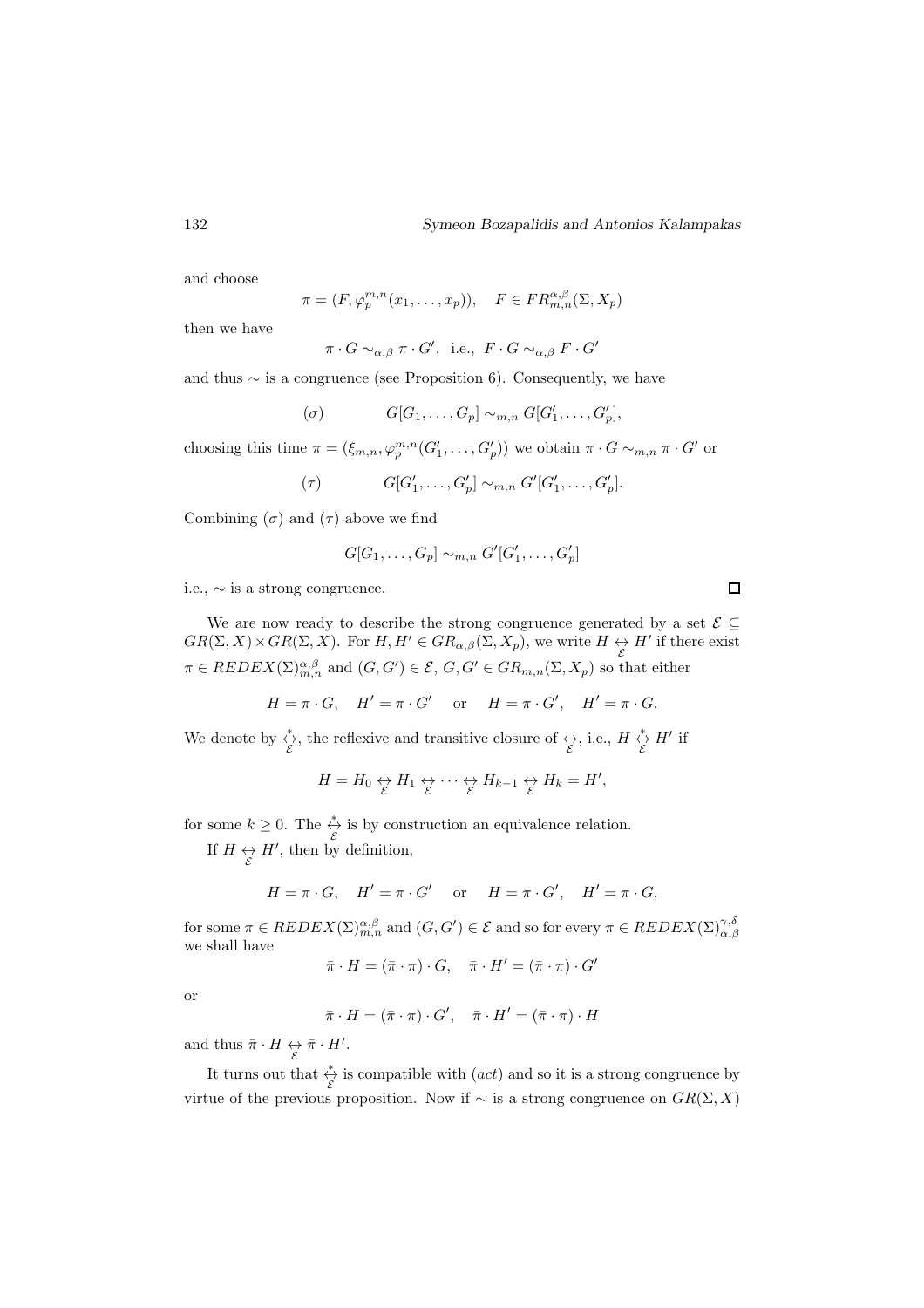and choose

$$\pi = (F, \varphi_p^{m,n}(x_1, \dots, x_p)), \quad F \in FR_{m,n}^{\alpha,\beta}(\Sigma, X_p)$$

then we have

$$\pi \cdot G \sim_{\alpha,\beta} \pi \cdot G', \text{ i.e., } F \cdot G \sim_{\alpha,\beta} F \cdot G'$$

and thus $\sim$ is a congruence (see Proposition 6). Consequently, we have

$$(\sigma) \qquad G[G_1, \dots, G_p] \sim_{m,n} G[G'_1, \dots, G'_p],$$

choosing this time $\pi = (\xi_{m,n}, \varphi_p^{m,n}(G'_1, \dots, G'_p))$ we obtain $\pi \cdot G \sim_{m,n} \pi \cdot G'$ or

$$(\tau) \qquad G[G'_1, \dots, G'_p] \sim_{m,n} G'[G'_1, \dots, G'_p].$$

Combining $(\sigma)$ and $(\tau)$ above we find

$$G[G_1, \dots, G_p] \sim_{m,n} G'[G'_1, \dots, G'_p]$$

i.e., $\sim$ is a strong congruence. $\square$

We are now ready to describe the strong congruence generated by a set $\mathcal{E} \subseteq GR(\Sigma, X) \times GR(\Sigma, X)$. For $H, H' \in GR_{\alpha,\beta}(\Sigma, X_p)$, we write $H \underset{\mathcal{E}}{\leftrightarrow} H'$ if there exist $\pi \in REDEX(\Sigma)_{m,n}^{\alpha,\beta}$ and $(G, G') \in \mathcal{E}$, $G, G' \in GR_{m,n}(\Sigma, X_p)$ so that either

$$H = \pi \cdot G, \quad H' = \pi \cdot G' \quad \text{ or } \quad H = \pi \cdot G', \quad H' = \pi \cdot G.$$

We denote by $\overset{*}{\underset{\mathcal{E}}{\leftrightarrow}}$, the reflexive and transitive closure of $\underset{\mathcal{E}}{\leftrightarrow}$, i.e., $H \overset{*}{\underset{\mathcal{E}}{\leftrightarrow}} H'$ if

$$H = H_0 \underset{\mathcal{E}}{\leftrightarrow} H_1 \underset{\mathcal{E}}{\leftrightarrow} \cdots \underset{\mathcal{E}}{\leftrightarrow} H_{k-1} \underset{\mathcal{E}}{\leftrightarrow} H_k = H',$$

for some $k \geq 0$. The $\overset{*}{\underset{\mathcal{E}}{\leftrightarrow}}$ is by construction an equivalence relation.

If $H \underset{\mathcal{E}}{\leftrightarrow} H'$, then by definition,

$$H = \pi \cdot G, \quad H' = \pi \cdot G' \quad \text{ or } \quad H = \pi \cdot G', \quad H' = \pi \cdot G,$$

for some $\pi \in REDEX(\Sigma)_{m,n}^{\alpha,\beta}$ and $(G, G') \in \mathcal{E}$ and so for every $\bar{\pi} \in REDEX(\Sigma)_{\alpha,\beta}^{\gamma,\delta}$ we shall have

$$\bar{\pi} \cdot H = (\bar{\pi} \cdot \pi) \cdot G, \quad \bar{\pi} \cdot H' = (\bar{\pi} \cdot \pi) \cdot G'$$

or

$$\bar{\pi} \cdot H = (\bar{\pi} \cdot \pi) \cdot G', \quad \bar{\pi} \cdot H' = (\bar{\pi} \cdot \pi) \cdot H$$

and thus $\bar{\pi} \cdot H \underset{\mathcal{E}}{\leftrightarrow} \bar{\pi} \cdot H'$.

It turns out that $\overset{*}{\underset{\mathcal{E}}{\leftrightarrow}}$ is compatible with $(act)$ and so it is a strong congruence by virtue of the previous proposition. Now if $\sim$ is a strong congruence on $GR(\Sigma, X)$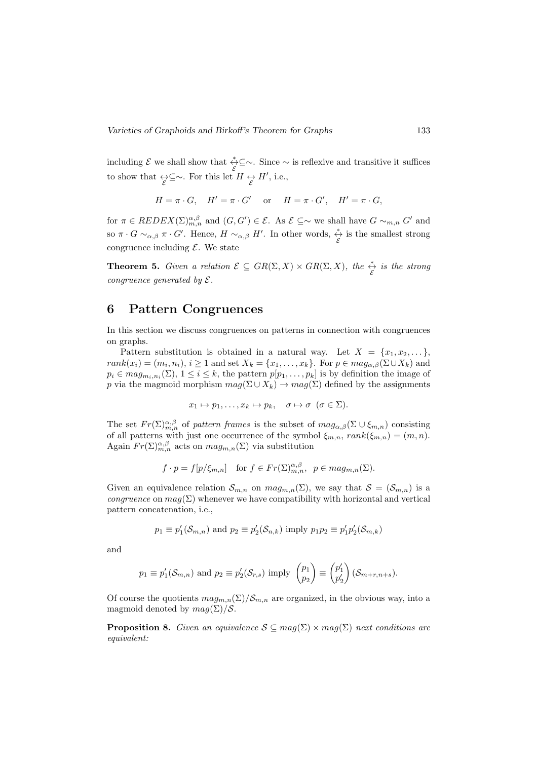including $\mathcal{E}$ we shall show that $\overset{*}{\underset{\mathcal{E}}{\leftrightarrow}} \subseteq \sim$. Since $\sim$ is reflexive and transitive it suffices to show that $\underset{\mathcal{E}}{\leftrightarrow} \subseteq \sim$. For this let $H \underset{\mathcal{E}}{\leftrightarrow} H'$, i.e.,

$$H = \pi \cdot G, \quad H' = \pi \cdot G' \quad \text{or} \quad H = \pi \cdot G', \quad H' = \pi \cdot G,$$

for $\pi \in REDEX(\Sigma)^{\alpha,\beta}_{m,n}$ and $(G, G') \in \mathcal{E}$. As $\mathcal{E} \subseteq \sim$ we shall have $G \sim_{m,n} G'$ and so $\pi \cdot G \sim_{\alpha,\beta} \pi \cdot G'$. Hence, $H \sim_{\alpha,\beta} H'$. In other words, $\overset{*}{\underset{\mathcal{E}}{\leftrightarrow}}$ is the smallest strong congruence including $\mathcal{E}$. We state

**Theorem 5.** *Given a relation $\mathcal{E} \subseteq GR(\Sigma, X) \times GR(\Sigma, X)$, the $\overset{*}{\underset{\mathcal{E}}{\leftrightarrow}}$ is the strong congruence generated by $\mathcal{E}$.*

## 6 Pattern Congruences

In this section we discuss congruences on patterns in connection with congruences on graphs.

Pattern substitution is obtained in a natural way. Let $X = \{x_1, x_2, \dots\}$, $rank(x_i) = (m_i, n_i)$, $i \geq 1$ and set $X_k = \{x_1, \dots, x_k\}$. For $p \in mag_{\alpha,\beta}(\Sigma \cup X_k)$ and $p_i \in mag_{m_i,n_i}(\Sigma)$, $1 \leq i \leq k$, the pattern $p[p_1, \dots, p_k]$ is by definition the image of $p$ via the magmoid morphism $mag(\Sigma \cup X_k) \to mag(\Sigma)$ defined by the assignments

$$x_1 \mapsto p_1, \dots, x_k \mapsto p_k, \quad \sigma \mapsto \sigma \ \ (\sigma \in \Sigma).$$

The set $Fr(\Sigma)^{\alpha,\beta}_{m,n}$ of *pattern frames* is the subset of $mag_{\alpha,\beta}(\Sigma \cup \xi_{m,n})$ consisting of all patterns with just one occurrence of the symbol $\xi_{m,n}$, $rank(\xi_{m,n}) = (m, n)$. Again $Fr(\Sigma)^{\alpha,\beta}_{m,n}$ acts on $mag_{m,n}(\Sigma)$ via substitution

$$f \cdot p = f[p/\xi_{m,n}] \quad \text{for } f \in Fr(\Sigma)^{\alpha,\beta}_{m,n}, \ \ p \in mag_{m,n}(\Sigma).$$

Given an equivalence relation $\mathcal{S}_{m,n}$ on $mag_{m,n}(\Sigma)$, we say that $\mathcal{S} = (\mathcal{S}_{m,n})$ is a *congruence* on $mag(\Sigma)$ whenever we have compatibility with horizontal and vertical pattern concatenation, i.e.,

$$p_1 \equiv p_1'(\mathcal{S}_{m,n}) \text{ and } p_2 \equiv p_2'(\mathcal{S}_{n,k}) \text{ imply } p_1 p_2 \equiv p_1' p_2'(\mathcal{S}_{m,k})$$

and

$$p_1 \equiv p_1'(\mathcal{S}_{m,n}) \text{ and } p_2 \equiv p_2'(\mathcal{S}_{r,s}) \text{ imply } \begin{pmatrix} p_1 \\ p_2 \end{pmatrix} \equiv \begin{pmatrix} p_1' \\ p_2' \end{pmatrix} (\mathcal{S}_{m+r,n+s}).$$

Of course the quotients $mag_{m,n}(\Sigma)/\mathcal{S}_{m,n}$ are organized, in the obvious way, into a magmoid denoted by $mag(\Sigma)/\mathcal{S}$.

**Proposition 8.** *Given an equivalence $\mathcal{S} \subseteq mag(\Sigma) \times mag(\Sigma)$ next conditions are equivalent:*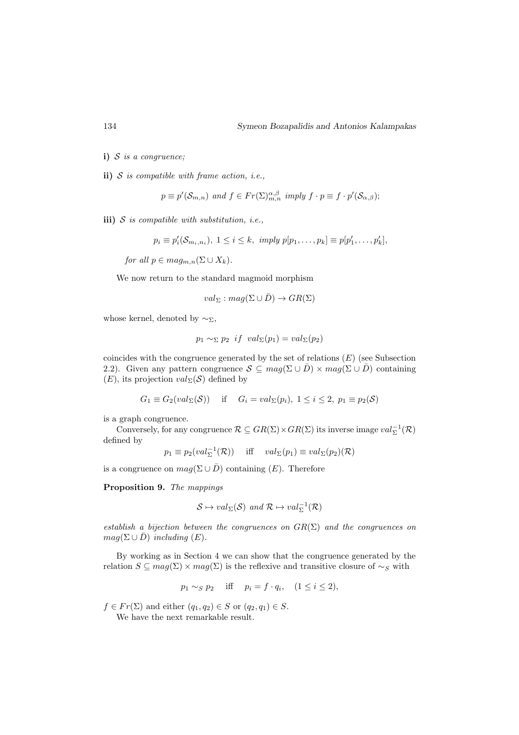**i)** $\mathcal{S}$ *is a congruence;*

**ii)** $\mathcal{S}$ *is compatible with frame action, i.e.,*

$$p \equiv p'(\mathcal{S}_{m,n}) \text{ and } f \in Fr(\Sigma)^{\alpha,\beta}_{m,n} \text{ imply } f \cdot p \equiv f \cdot p'(\mathcal{S}_{\alpha,\beta});$$

**iii)** $\mathcal{S}$ *is compatible with substitution, i.e.,*

$$p_i \equiv p_i'(\mathcal{S}_{m_i,n_i}),\ 1 \leq i \leq k,\ \text{imply } p[p_1, \ldots, p_k] \equiv p[p_1', \ldots, p_k'],$$

*for all* $p \in mag_{m,n}(\Sigma \cup X_k)$.

We now return to the standard magmoid morphism

$$val_\Sigma : mag(\Sigma \cup \bar{D}) \to GR(\Sigma)$$

whose kernel, denoted by $\sim_\Sigma$,

$$p_1 \sim_\Sigma p_2 \ \ if \ \ val_\Sigma(p_1) = val_\Sigma(p_2)$$

coincides with the congruence generated by the set of relations $(E)$ (see Subsection 2.2). Given any pattern congruence $\mathcal{S} \subseteq mag(\Sigma \cup \bar{D}) \times mag(\Sigma \cup \bar{D})$ containing $(E)$, its projection $val_\Sigma(\mathcal{S})$ defined by

$$G_1 \equiv G_2(val_\Sigma(\mathcal{S})) \quad \text{ if } \quad G_i = val_\Sigma(p_i),\ 1 \leq i \leq 2,\ p_1 \equiv p_2(\mathcal{S})$$

is a graph congruence.

Conversely, for any congruence $\mathcal{R} \subseteq GR(\Sigma) \times GR(\Sigma)$ its inverse image $val_\Sigma^{-1}(\mathcal{R})$ defined by

$$p_1 \equiv p_2(val_\Sigma^{-1}(\mathcal{R})) \quad \text{ iff } \quad val_\Sigma(p_1) \equiv val_\Sigma(p_2)(\mathcal{R})$$

is a congruence on $mag(\Sigma \cup \bar{D})$ containing $(E)$. Therefore

**Proposition 9.** *The mappings*

$$\mathcal{S} \mapsto val_\Sigma(\mathcal{S}) \text{ and } \mathcal{R} \mapsto val_\Sigma^{-1}(\mathcal{R})$$

*establish a bijection between the congruences on* $GR(\Sigma)$ *and the congruences on* $mag(\Sigma \cup \bar{D})$ *including* $(E)$.

By working as in Section 4 we can show that the congruence generated by the relation $S \subseteq mag(\Sigma) \times mag(\Sigma)$ is the reflexive and transitive closure of $\sim_S$ with

$$p_1 \sim_S p_2 \quad \text{ iff } \quad p_i = f \cdot q_i, \quad (1 \leq i \leq 2),$$

$f \in Fr(\Sigma)$ and either $(q_1, q_2) \in S$ or $(q_2, q_1) \in S$.

We have the next remarkable result.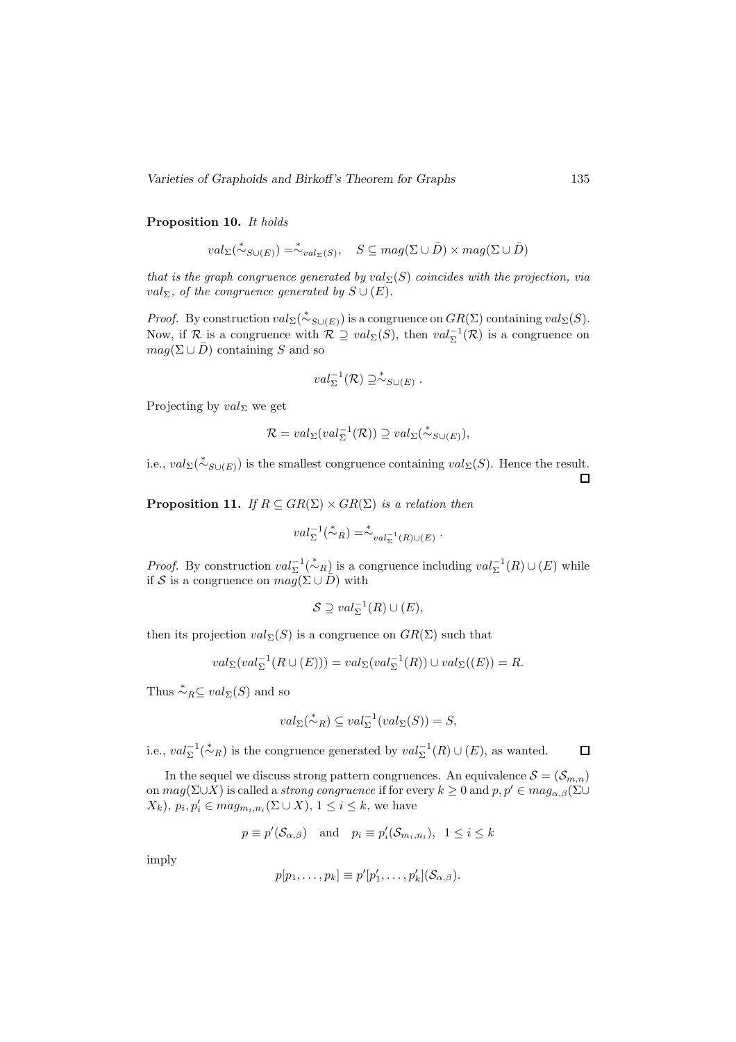**Proposition 10.** *It holds*

$$val_\Sigma(\overset{*}{\sim}_{S\cup(E)}) = \overset{*}{\sim}_{val_\Sigma(S)}, \quad S \subseteq mag(\Sigma \cup \bar{D}) \times mag(\Sigma \cup \bar{D})$$

*that is the graph congruence generated by $val_\Sigma(S)$ coincides with the projection, via $val_\Sigma$, of the congruence generated by $S \cup (E)$.*

*Proof.* By construction $val_\Sigma(\overset{*}{\sim}_{S\cup(E)})$ is a congruence on $GR(\Sigma)$ containing $val_\Sigma(S)$. Now, if $\mathcal{R}$ is a congruence with $\mathcal{R} \supseteq val_\Sigma(S)$, then $val_\Sigma^{-1}(\mathcal{R})$ is a congruence on $mag(\Sigma \cup \bar{D})$ containing $S$ and so

$$val_\Sigma^{-1}(\mathcal{R}) \supseteq \overset{*}{\sim}_{S\cup(E)} .$$

Projecting by $val_\Sigma$ we get

$$\mathcal{R} = val_\Sigma(val_\Sigma^{-1}(\mathcal{R})) \supseteq val_\Sigma(\overset{*}{\sim}_{S\cup(E)}),$$

i.e., $val_\Sigma(\overset{*}{\sim}_{S\cup(E)})$ is the smallest congruence containing $val_\Sigma(S)$. Hence the result. □

**Proposition 11.** *If $R \subseteq GR(\Sigma) \times GR(\Sigma)$ is a relation then*

$$val_\Sigma^{-1}(\overset{*}{\sim}_R) = \overset{*}{\sim}_{val_\Sigma^{-1}(R)\cup(E)} .$$

*Proof.* By construction $val_\Sigma^{-1}(\overset{*}{\sim}_R)$ is a congruence including $val_\Sigma^{-1}(R) \cup (E)$ while if $\mathcal{S}$ is a congruence on $mag(\Sigma \cup \bar{D})$ with

$$\mathcal{S} \supseteq val_\Sigma^{-1}(R) \cup (E),$$

then its projection $val_\Sigma(S)$ is a congruence on $GR(\Sigma)$ such that

$$val_\Sigma(val_\Sigma^{-1}(R \cup (E))) = val_\Sigma(val_\Sigma^{-1}(R)) \cup val_\Sigma((E)) = R.$$

Thus $\overset{*}{\sim}_R \subseteq val_\Sigma(S)$ and so

$$val_\Sigma(\overset{*}{\sim}_R) \subseteq val_\Sigma^{-1}(val_\Sigma(S)) = S,$$

i.e., $val_\Sigma^{-1}(\overset{*}{\sim}_R)$ is the congruence generated by $val_\Sigma^{-1}(R) \cup (E)$, as wanted. □

In the sequel we discuss strong pattern congruences. An equivalence $\mathcal{S} = (\mathcal{S}_{m,n})$ on $mag(\Sigma \cup X)$ is called a *strong congruence* if for every $k \geq 0$ and $p, p' \in mag_{\alpha,\beta}(\Sigma \cup X_k)$, $p_i, p'_i \in mag_{m_i,n_i}(\Sigma \cup X)$, $1 \leq i \leq k$, we have

$$p \equiv p'(\mathcal{S}_{\alpha,\beta}) \quad \text{and} \quad p_i \equiv p'_i(\mathcal{S}_{m_i,n_i}), \;\; 1 \leq i \leq k$$

imply

$$p[p_1, \ldots, p_k] \equiv p'[p'_1, \ldots, p'_k](\mathcal{S}_{\alpha,\beta}).$$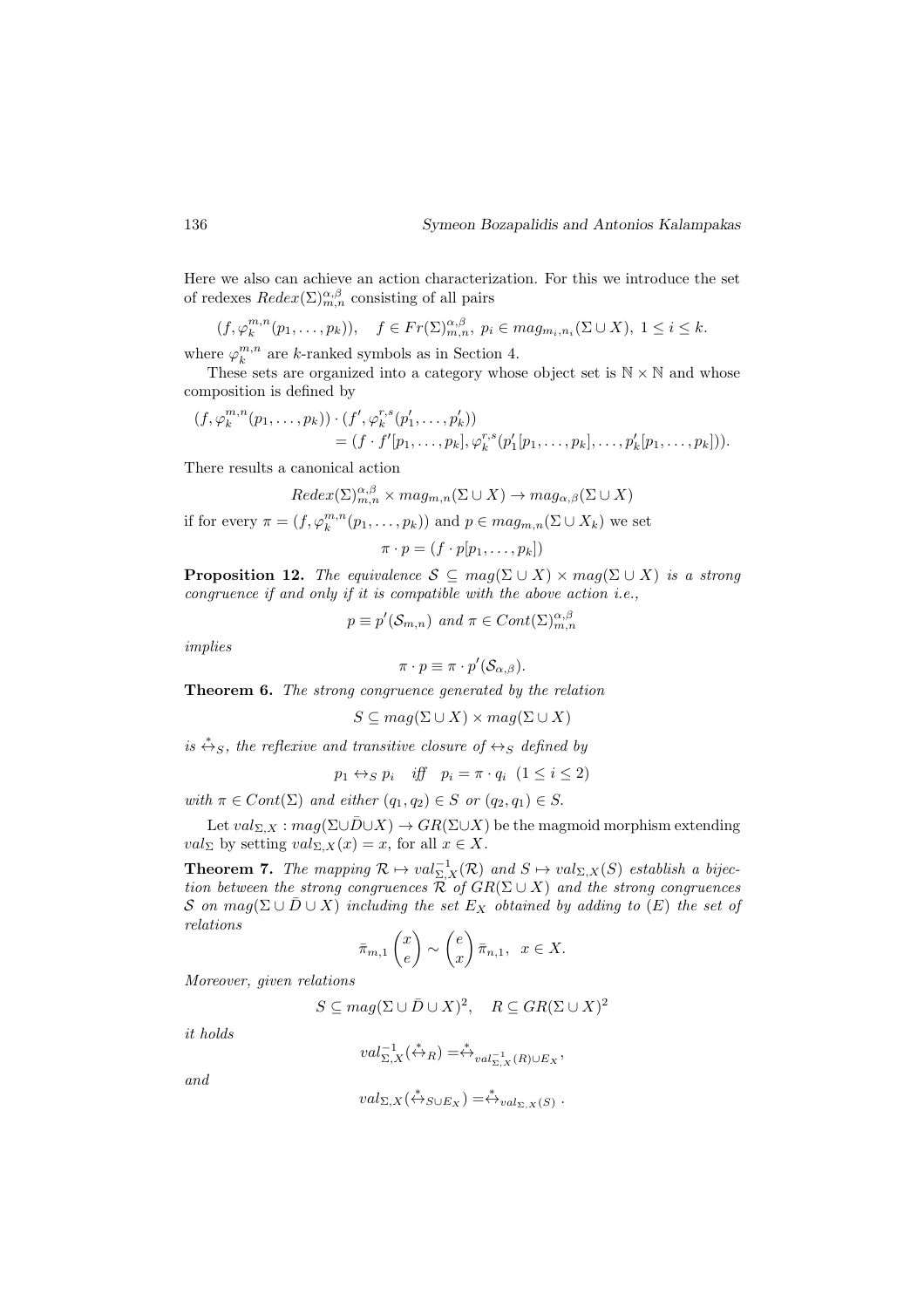Here we also can achieve an action characterization. For this we introduce the set of redexes $Redex(\Sigma)^{\alpha,\beta}_{m,n}$ consisting of all pairs

$$(f, \varphi_k^{m,n}(p_1, \ldots, p_k)), \quad f \in Fr(\Sigma)^{\alpha,\beta}_{m,n},\ p_i \in mag_{m_i,n_i}(\Sigma \cup X),\ 1 \le i \le k.$$

where $\varphi_k^{m,n}$ are $k$-ranked symbols as in Section 4.

These sets are organized into a category whose object set is $\mathbb{N} \times \mathbb{N}$ and whose composition is defined by

$$\begin{aligned}(f, \varphi_k^{m,n}(p_1, \ldots, p_k)) \cdot (f', {\varphi_k'}^{r,s}(p_1', \ldots, p_k')) \\ = (f \cdot f'[p_1, \ldots, p_k], \varphi_k^{r,s}(p_1'[p_1, \ldots, p_k], \ldots, p_k'[p_1, \ldots, p_k])).\end{aligned}$$

There results a canonical action

$$Redex(\Sigma)^{\alpha,\beta}_{m,n} \times mag_{m,n}(\Sigma \cup X) \to mag_{\alpha,\beta}(\Sigma \cup X)$$

if for every $\pi = (f, \varphi_k^{m,n}(p_1, \ldots, p_k))$ and $p \in mag_{m,n}(\Sigma \cup X_k)$ we set

$$\pi \cdot p = (f \cdot p[p_1, \ldots, p_k])$$

**Proposition 12.** *The equivalence $\mathcal{S} \subseteq mag(\Sigma \cup X) \times mag(\Sigma \cup X)$ is a strong congruence if and only if it is compatible with the above action i.e.,*

$$p \equiv p'(\mathcal{S}_{m,n}) \text{ and } \pi \in Cont(\Sigma)^{\alpha,\beta}_{m,n}$$

*implies*

$$\pi \cdot p \equiv \pi \cdot p'(\mathcal{S}_{\alpha,\beta}).$$

**Theorem 6.** *The strong congruence generated by the relation*

$$S \subseteq mag(\Sigma \cup X) \times mag(\Sigma \cup X)$$

*is $\overset{*}{\leftrightarrow}_S$, the reflexive and transitive closure of $\leftrightarrow_S$ defined by*

$$p_1 \leftrightarrow_S p_i \quad \textit{iff} \quad p_i = \pi \cdot q_i \ \ (1 \le i \le 2)$$

*with $\pi \in Cont(\Sigma)$ and either $(q_1, q_2) \in S$ or $(q_2, q_1) \in S$.*

Let $val_{\Sigma,X} : mag(\Sigma \cup \bar{D} \cup X) \to GR(\Sigma \cup X)$ be the magmoid morphism extending $val_\Sigma$ by setting $val_{\Sigma,X}(x) = x$, for all $x \in X$.

**Theorem 7.** *The mapping $\mathcal{R} \mapsto val^{-1}_{\Sigma,X}(\mathcal{R})$ and $S \mapsto val_{\Sigma,X}(S)$ establish a bijection between the strong congruences $\mathcal{R}$ of $GR(\Sigma \cup X)$ and the strong congruences $\mathcal{S}$ on $mag(\Sigma \cup \bar{D} \cup X)$ including the set $E_X$ obtained by adding to $(E)$ the set of relations*

$$\bar{\pi}_{m,1} \begin{pmatrix} x \\ e \end{pmatrix} \sim \begin{pmatrix} e \\ x \end{pmatrix} \bar{\pi}_{n,1}, \quad x \in X.$$

*Moreover, given relations*

$$S \subseteq mag(\Sigma \cup \bar{D} \cup X)^2, \quad R \subseteq GR(\Sigma \cup X)^2$$

*it holds*

$$val^{-1}_{\Sigma,X}(\overset{*}{\leftrightarrow}_R) = \overset{*}{\leftrightarrow}_{val^{-1}_{\Sigma,X}(R) \cup E_X},$$

*and*

$$val_{\Sigma,X}(\overset{*}{\leftrightarrow}_{S \cup E_X}) = \overset{*}{\leftrightarrow}_{val_{\Sigma,X}(S)}\ .$$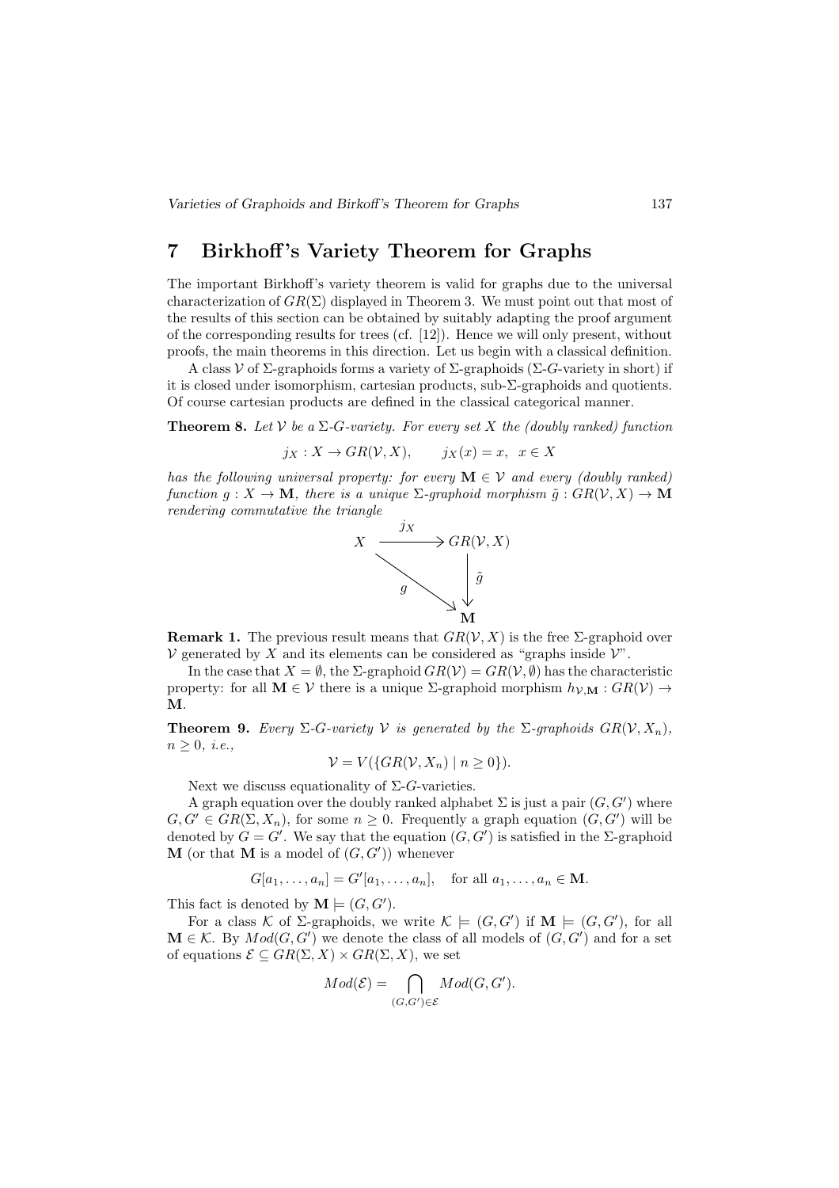## 7 Birkhoff's Variety Theorem for Graphs

The important Birkhoff's variety theorem is valid for graphs due to the universal characterization of $GR(\Sigma)$ displayed in Theorem 3. We must point out that most of the results of this section can be obtained by suitably adapting the proof argument of the corresponding results for trees (cf. [12]). Hence we will only present, without proofs, the main theorems in this direction. Let us begin with a classical definition.

A class $\mathcal{V}$ of $\Sigma$-graphoids forms a variety of $\Sigma$-graphoids ($\Sigma$-$G$-variety in short) if it is closed under isomorphism, cartesian products, sub-$\Sigma$-graphoids and quotients. Of course cartesian products are defined in the classical categorical manner.

**Theorem 8.** *Let $\mathcal{V}$ be a $\Sigma$-$G$-variety. For every set $X$ the (doubly ranked) function*

$$j_X : X \to GR(\mathcal{V}, X), \qquad j_X(x) = x, \quad x \in X$$

*has the following universal property: for every $\mathbf{M} \in \mathcal{V}$ and every (doubly ranked) function $g : X \to \mathbf{M}$, there is a unique $\Sigma$-graphoid morphism $\tilde{g} : GR(\mathcal{V}, X) \to \mathbf{M}$ rendering commutative the triangle*

$$\begin{array}{ccc} X & \xrightarrow{\;j_X\;} & GR(\mathcal{V}, X) \\ & {\scriptstyle g}\searrow & \downarrow{\scriptstyle \tilde{g}} \\ & & \mathbf{M} \end{array}$$

**Remark 1.** The previous result means that $GR(\mathcal{V}, X)$ is the free $\Sigma$-graphoid over $\mathcal{V}$ generated by $X$ and its elements can be considered as "graphs inside $\mathcal{V}$".

In the case that $X = \emptyset$, the $\Sigma$-graphoid $GR(\mathcal{V}) = GR(\mathcal{V}, \emptyset)$ has the characteristic property: for all $\mathbf{M} \in \mathcal{V}$ there is a unique $\Sigma$-graphoid morphism $h_{\mathcal{V},\mathbf{M}} : GR(\mathcal{V}) \to \mathbf{M}$.

**Theorem 9.** *Every $\Sigma$-$G$-variety $\mathcal{V}$ is generated by the $\Sigma$-graphoids $GR(\mathcal{V}, X_n)$, $n \geq 0$, i.e.,*

$$\mathcal{V} = V(\{GR(\mathcal{V}, X_n) \mid n \geq 0\}).$$

Next we discuss equationality of $\Sigma$-$G$-varieties.

A graph equation over the doubly ranked alphabet $\Sigma$ is just a pair $(G, G')$ where $G, G' \in GR(\Sigma, X_n)$, for some $n \geq 0$. Frequently a graph equation $(G, G')$ will be denoted by $G = G'$. We say that the equation $(G, G')$ is satisfied in the $\Sigma$-graphoid $\mathbf{M}$ (or that $\mathbf{M}$ is a model of $(G, G')$) whenever

$$G[a_1, \ldots, a_n] = G'[a_1, \ldots, a_n], \quad \text{for all } a_1, \ldots, a_n \in \mathbf{M}.$$

This fact is denoted by $\mathbf{M} \models (G, G')$.

For a class $\mathcal{K}$ of $\Sigma$-graphoids, we write $\mathcal{K} \models (G, G')$ if $\mathbf{M} \models (G, G')$, for all $\mathbf{M} \in \mathcal{K}$. By $Mod(G, G')$ we denote the class of all models of $(G, G')$ and for a set of equations $\mathcal{E} \subseteq GR(\Sigma, X) \times GR(\Sigma, X)$, we set

$$Mod(\mathcal{E}) = \bigcap_{(G,G') \in \mathcal{E}} Mod(G, G').$$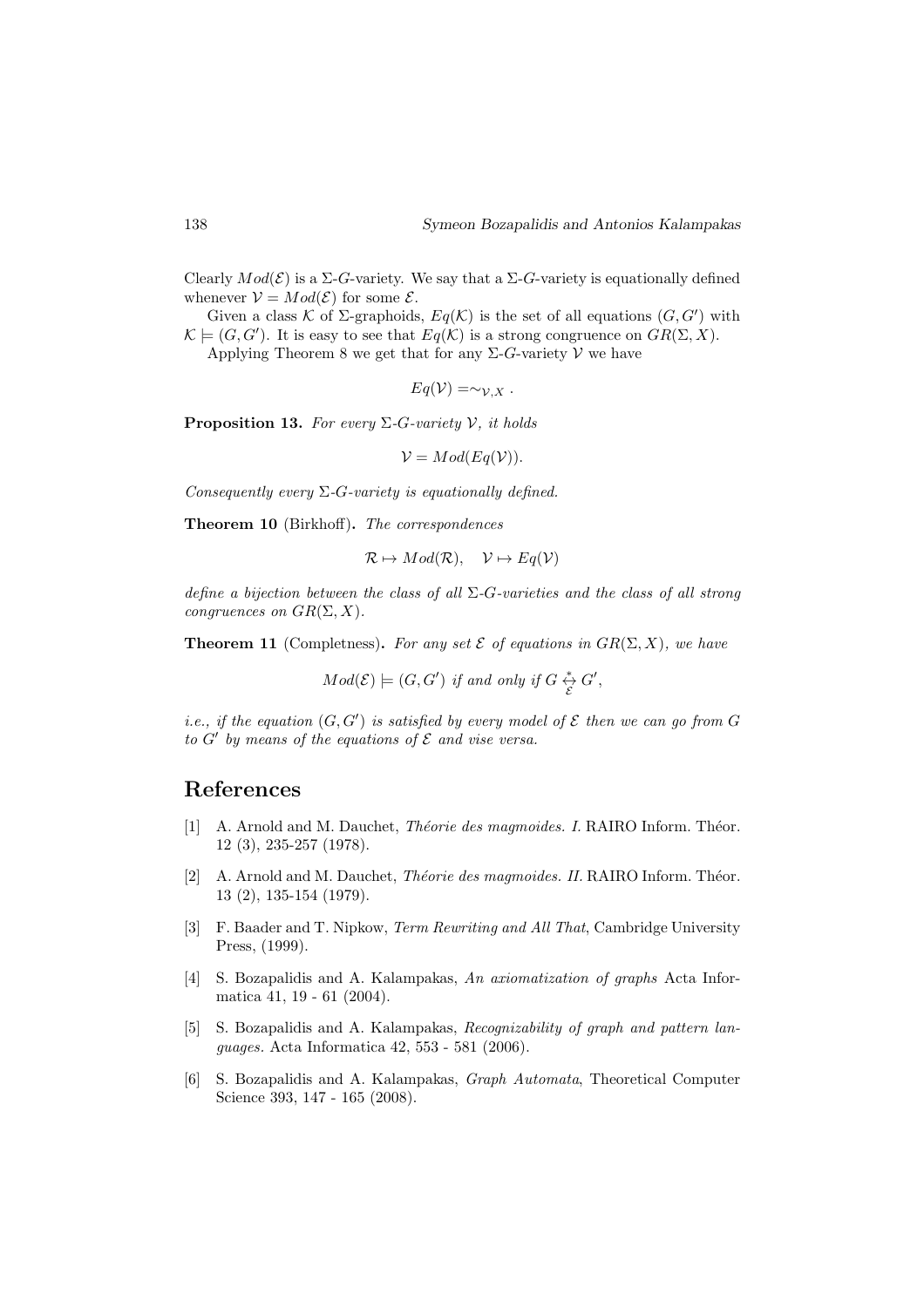Clearly $Mod(\mathcal{E})$ is a $\Sigma$-$G$-variety. We say that a $\Sigma$-$G$-variety is equationally defined whenever $\mathcal{V} = Mod(\mathcal{E})$ for some $\mathcal{E}$.

Given a class $\mathcal{K}$ of $\Sigma$-graphoids, $Eq(\mathcal{K})$ is the set of all equations $(G, G')$ with $\mathcal{K} \models (G, G')$. It is easy to see that $Eq(\mathcal{K})$ is a strong congruence on $GR(\Sigma, X)$.

Applying Theorem 8 we get that for any $\Sigma$-$G$-variety $\mathcal{V}$ we have

$$Eq(\mathcal{V}) = \sim_{\mathcal{V},X} .$$

**Proposition 13.** *For every $\Sigma$-$G$-variety $\mathcal{V}$, it holds*

$$\mathcal{V} = Mod(Eq(\mathcal{V})).$$

*Consequently every $\Sigma$-$G$-variety is equationally defined.*

**Theorem 10** (Birkhoff)**.** *The correspondences*

$$\mathcal{R} \mapsto Mod(\mathcal{R}), \quad \mathcal{V} \mapsto Eq(\mathcal{V})$$

*define a bijection between the class of all $\Sigma$-$G$-varieties and the class of all strong congruences on $GR(\Sigma, X)$.*

**Theorem 11** (Completness)**.** *For any set $\mathcal{E}$ of equations in $GR(\Sigma, X)$, we have*

$$Mod(\mathcal{E}) \models (G, G') \text{ if and only if } G \overset{*}{\underset{\mathcal{E}}{\leftrightarrow}} G',$$

*i.e., if the equation $(G, G')$ is satisfied by every model of $\mathcal{E}$ then we can go from $G$ to $G'$ by means of the equations of $\mathcal{E}$ and vise versa.*

## References

[1] A. Arnold and M. Dauchet, *Théorie des magmoides. I.* RAIRO Inform. Théor. 12 (3), 235-257 (1978).

[2] A. Arnold and M. Dauchet, *Théorie des magmoides. II.* RAIRO Inform. Théor. 13 (2), 135-154 (1979).

[3] F. Baader and T. Nipkow, *Term Rewriting and All That*, Cambridge University Press, (1999).

[4] S. Bozapalidis and A. Kalampakas, *An axiomatization of graphs* Acta Informatica 41, 19 - 61 (2004).

[5] S. Bozapalidis and A. Kalampakas, *Recognizability of graph and pattern languages.* Acta Informatica 42, 553 - 581 (2006).

[6] S. Bozapalidis and A. Kalampakas, *Graph Automata*, Theoretical Computer Science 393, 147 - 165 (2008).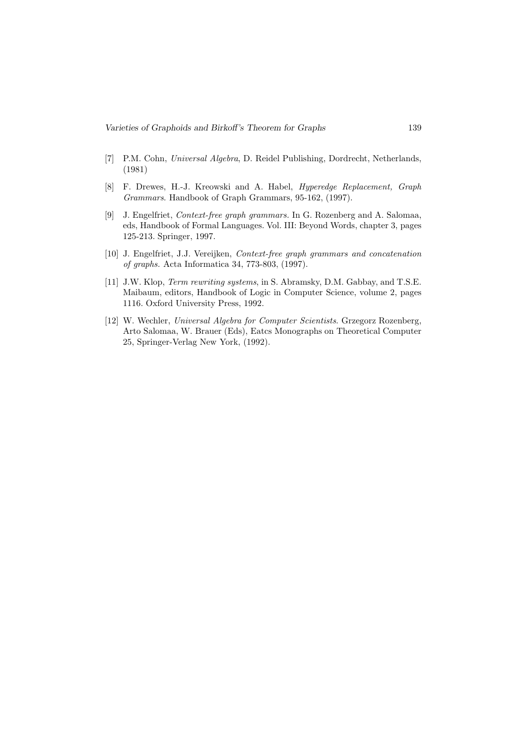[7] P.M. Cohn, *Universal Algebra*, D. Reidel Publishing, Dordrecht, Netherlands, (1981)

[8] F. Drewes, H.-J. Kreowski and A. Habel, *Hyperedge Replacement, Graph Grammars*. Handbook of Graph Grammars, 95-162, (1997).

[9] J. Engelfriet, *Context-free graph grammars*. In G. Rozenberg and A. Salomaa, eds, Handbook of Formal Languages. Vol. III: Beyond Words, chapter 3, pages 125-213. Springer, 1997.

[10] J. Engelfriet, J.J. Vereijken, *Context-free graph grammars and concatenation of graphs*. Acta Informatica 34, 773-803, (1997).

[11] J.W. Klop, *Term rewriting systems*, in S. Abramsky, D.M. Gabbay, and T.S.E. Maibaum, editors, Handbook of Logic in Computer Science, volume 2, pages 1116. Oxford University Press, 1992.

[12] W. Wechler, *Universal Algebra for Computer Scientists*. Grzegorz Rozenberg, Arto Salomaa, W. Brauer (Eds), Eatcs Monographs on Theoretical Computer 25, Springer-Verlag New York, (1992).